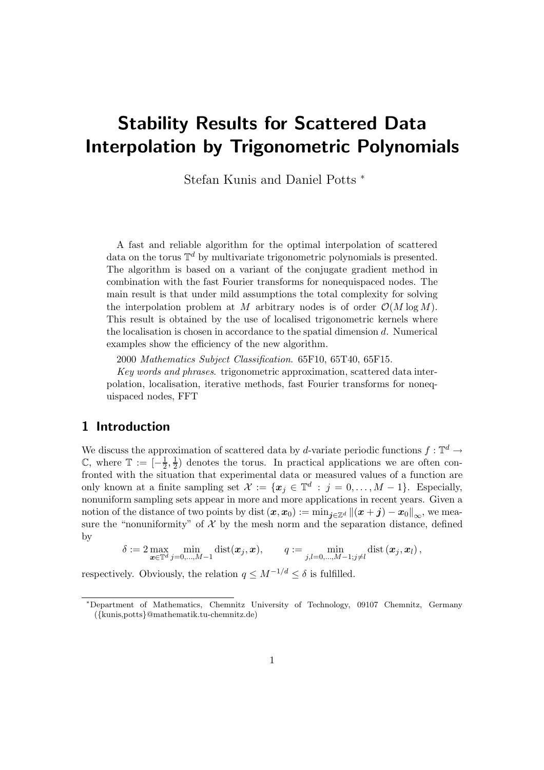# Stability Results for Scattered Data Interpolation by Trigonometric Polynomials

Stefan Kunis and Daniel Potts [*]

A fast and reliable algorithm for the optimal interpolation of scattered data on the torus $\mathbb{T}^d$ by multivariate trigonometric polynomials is presented. The algorithm is based on a variant of the conjugate gradient method in combination with the fast Fourier transforms for nonequispaced nodes. The main result is that under mild assumptions the total complexity for solving the interpolation problem at $M$ arbitrary nodes is of order $\mathcal{O}(M \log M)$. This result is obtained by the use of localised trigonometric kernels where the localisation is chosen in accordance to the spatial dimension $d$. Numerical examples show the efficiency of the new algorithm.

2000 *Mathematics Subject Classification*. 65F10, 65T40, 65F15.

*Key words and phrases*. trigonometric approximation, scattered data interpolation, localisation, iterative methods, fast Fourier transforms for nonequispaced nodes, FFT

## 1 Introduction

We discuss the approximation of scattered data by $d$-variate periodic functions $f : \mathbb{T}^d \to \mathbb{C}$, where $\mathbb{T} := [-\frac{1}{2}, \frac{1}{2})$ denotes the torus. In practical applications we are often confronted with the situation that experimental data or measured values of a function are only known at a finite sampling set $\mathcal{X} := \{\boldsymbol{x}_j \in \mathbb{T}^d : j = 0, \ldots, M-1\}$. Especially, nonuniform sampling sets appear in more and more applications in recent years. Given a notion of the distance of two points by $\operatorname{dist}(\boldsymbol{x}, \boldsymbol{x}_0) := \min_{\boldsymbol{j} \in \mathbb{Z}^d} \|(\boldsymbol{x} + \boldsymbol{j}) - \boldsymbol{x}_0\|_\infty$, we measure the "nonuniformity" of $\mathcal{X}$ by the mesh norm and the separation distance, defined by

$$\delta := 2 \max_{\boldsymbol{x} \in \mathbb{T}^d} \min_{j=0,\ldots,M-1} \operatorname{dist}(\boldsymbol{x}_j, \boldsymbol{x}), \qquad q := \min_{j,l=0,\ldots,M-1; j \neq l} \operatorname{dist}(\boldsymbol{x}_j, \boldsymbol{x}_l),$$

respectively. Obviously, the relation $q \leq M^{-1/d} \leq \delta$ is fulfilled.

---

[*] Department of Mathematics, Chemnitz University of Technology, 09107 Chemnitz, Germany ({kunis,potts}@mathematik.tu-chemnitz.de)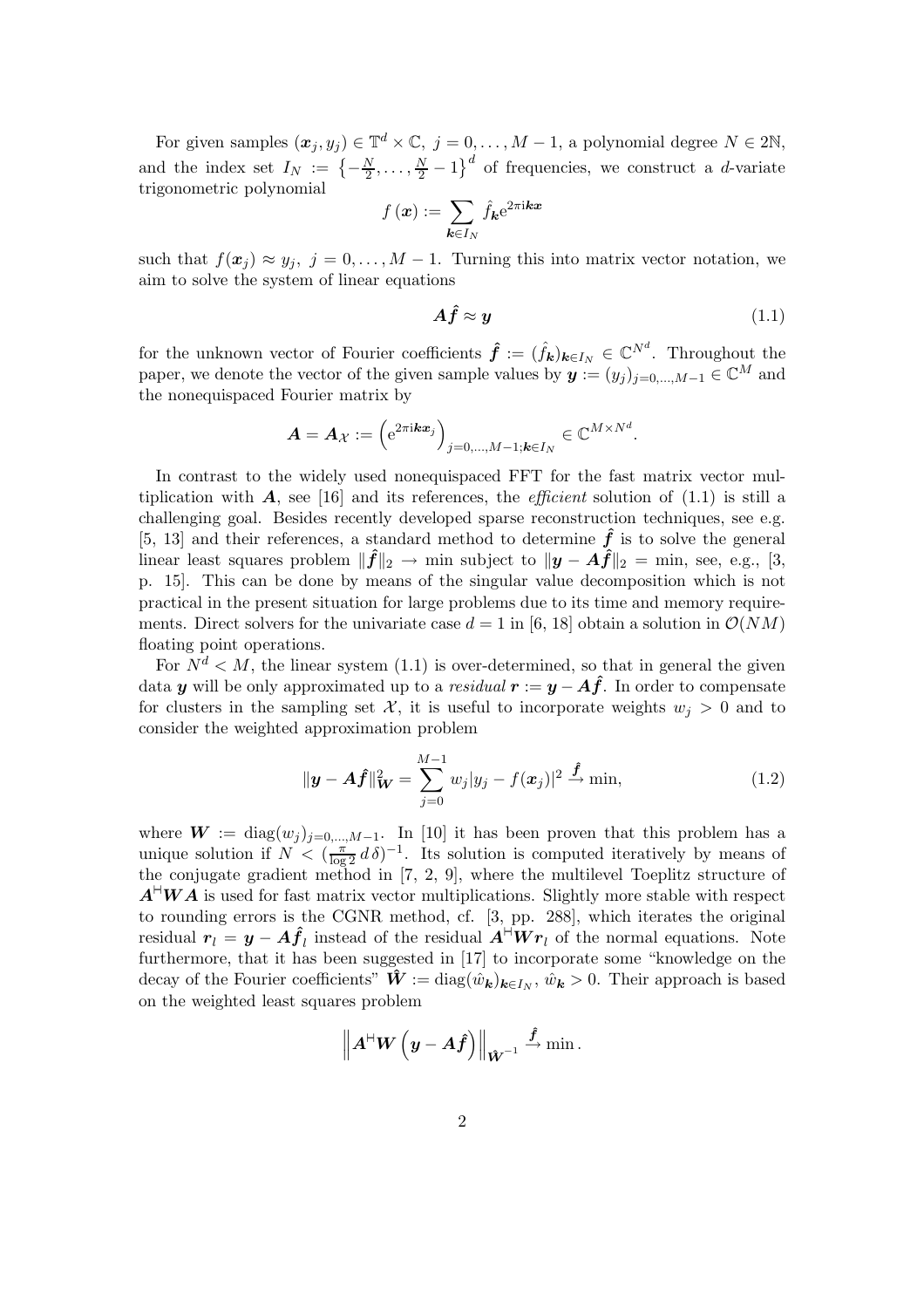For given samples $(\boldsymbol{x}_j, y_j) \in \mathbb{T}^d \times \mathbb{C},\ j = 0, \ldots, M-1$, a polynomial degree $N \in 2\mathbb{N}$, and the index set $I_N := \left\{-\frac{N}{2}, \ldots, \frac{N}{2}-1\right\}^d$ of frequencies, we construct a $d$-variate trigonometric polynomial

$$f(\boldsymbol{x}) := \sum_{\boldsymbol{k} \in I_N} \hat{f}_{\boldsymbol{k}} \mathrm{e}^{2\pi \mathrm{i} \boldsymbol{k} \boldsymbol{x}}$$

such that $f(\boldsymbol{x}_j) \approx y_j,\ j = 0, \ldots, M-1$. Turning this into matrix vector notation, we aim to solve the system of linear equations

$$\boldsymbol{A} \hat{\boldsymbol{f}} \approx \boldsymbol{y} \tag{1.1}$$

for the unknown vector of Fourier coefficients $\hat{\boldsymbol{f}} := (\hat{f}_{\boldsymbol{k}})_{\boldsymbol{k} \in I_N} \in \mathbb{C}^{N^d}$. Throughout the paper, we denote the vector of the given sample values by $\boldsymbol{y} := (y_j)_{j=0,\ldots,M-1} \in \mathbb{C}^M$ and the nonequispaced Fourier matrix by

$$\boldsymbol{A} = \boldsymbol{A}_{\mathcal{X}} := \left(\mathrm{e}^{2\pi \mathrm{i} \boldsymbol{k} \boldsymbol{x}_j}\right)_{j=0,\ldots,M-1; \boldsymbol{k} \in I_N} \in \mathbb{C}^{M \times N^d}.$$

In contrast to the widely used nonequispaced FFT for the fast matrix vector multiplication with $\boldsymbol{A}$, see [16] and its references, the *efficient* solution of (1.1) is still a challenging goal. Besides recently developed sparse reconstruction techniques, see e.g. [5, 13] and their references, a standard method to determine $\hat{\boldsymbol{f}}$ is to solve the general linear least squares problem $\|\hat{\boldsymbol{f}}\|_2 \to \min$ subject to $\|\boldsymbol{y} - \boldsymbol{A}\hat{\boldsymbol{f}}\|_2 = \min$, see, e.g., [3, p. 15]. This can be done by means of the singular value decomposition which is not practical in the present situation for large problems due to its time and memory requirements. Direct solvers for the univariate case $d = 1$ in [6, 18] obtain a solution in $\mathcal{O}(NM)$ floating point operations.

For $N^d < M$, the linear system (1.1) is over-determined, so that in general the given data $\boldsymbol{y}$ will be only approximated up to a *residual* $\boldsymbol{r} := \boldsymbol{y} - \boldsymbol{A}\hat{\boldsymbol{f}}$. In order to compensate for clusters in the sampling set $\mathcal{X}$, it is useful to incorporate weights $w_j > 0$ and to consider the weighted approximation problem

$$\|\boldsymbol{y} - \boldsymbol{A}\hat{\boldsymbol{f}}\|_{\boldsymbol{W}}^2 = \sum_{j=0}^{M-1} w_j |y_j - f(\boldsymbol{x}_j)|^2 \xrightarrow{\hat{\boldsymbol{f}}} \min, \tag{1.2}$$

where $\boldsymbol{W} := \operatorname{diag}(w_j)_{j=0,\ldots,M-1}$. In [10] it has been proven that this problem has a unique solution if $N < (\frac{\pi}{\log 2} d\,\delta)^{-1}$. Its solution is computed iteratively by means of the conjugate gradient method in [7, 2, 9], where the multilevel Toeplitz structure of $\boldsymbol{A}^{\mathsf{H}}\boldsymbol{W}\boldsymbol{A}$ is used for fast matrix vector multiplications. Slightly more stable with respect to rounding errors is the CGNR method, cf. [3, pp. 288], which iterates the original residual $\boldsymbol{r}_l = \boldsymbol{y} - \boldsymbol{A}\hat{\boldsymbol{f}}_l$ instead of the residual $\boldsymbol{A}^{\mathsf{H}}\boldsymbol{W}\boldsymbol{r}_l$ of the normal equations. Note furthermore, that it has been suggested in [17] to incorporate some "knowledge on the decay of the Fourier coefficients" $\hat{\boldsymbol{W}} := \operatorname{diag}(\hat{w}_{\boldsymbol{k}})_{\boldsymbol{k} \in I_N}$, $\hat{w}_{\boldsymbol{k}} > 0$. Their approach is based on the weighted least squares problem

$$\left\| \boldsymbol{A}^{\mathsf{H}}\boldsymbol{W}\left(\boldsymbol{y} - \boldsymbol{A}\hat{\boldsymbol{f}}\right)\right\|_{\hat{\boldsymbol{W}}^{-1}} \xrightarrow{\hat{\boldsymbol{f}}} \min.$$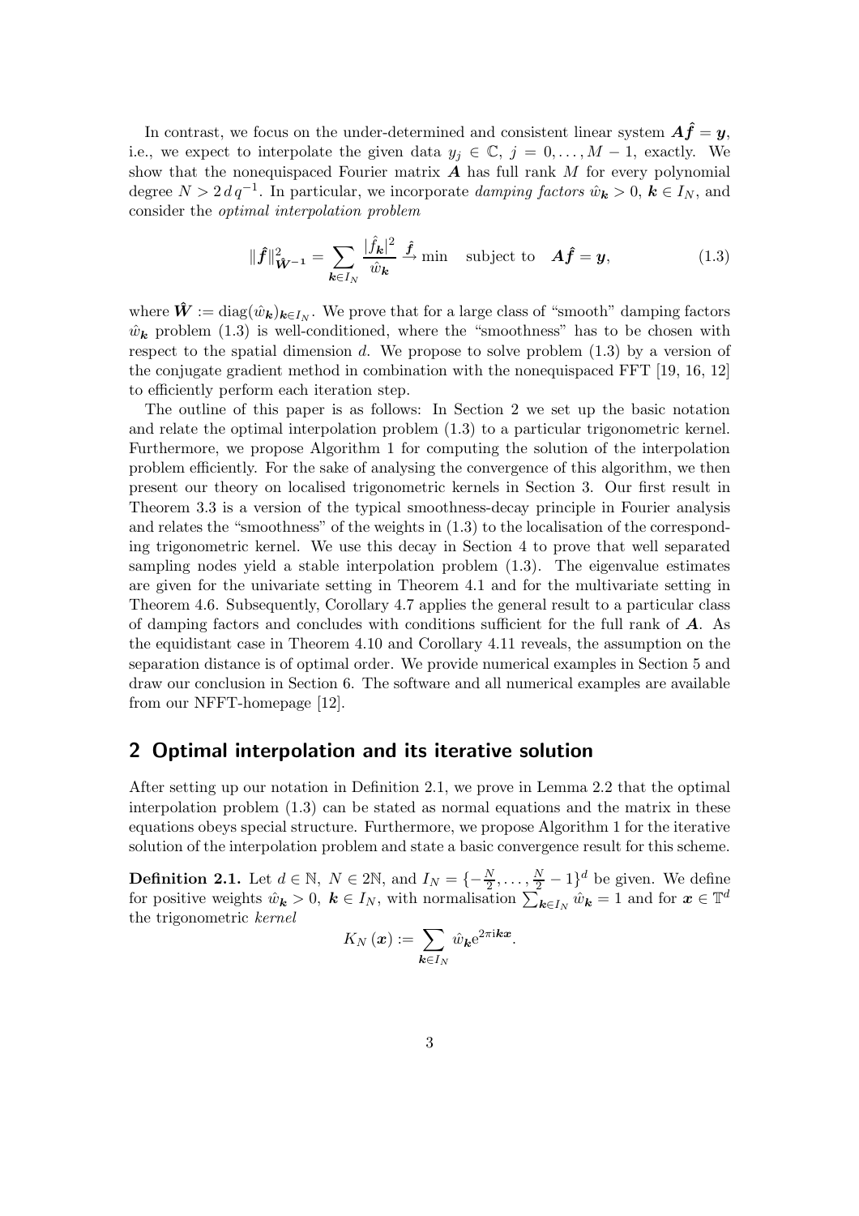In contrast, we focus on the under-determined and consistent linear system $\boldsymbol{A}\hat{\boldsymbol{f}} = \boldsymbol{y}$, i.e., we expect to interpolate the given data $y_j \in \mathbb{C}$, $j = 0, \ldots, M-1$, exactly. We show that the nonequispaced Fourier matrix $\boldsymbol{A}$ has full rank $M$ for every polynomial degree $N > 2\,d\,q^{-1}$. In particular, we incorporate *damping factors* $\hat{w}_{\boldsymbol{k}} > 0$, $\boldsymbol{k} \in I_N$, and consider the *optimal interpolation problem*

$$\|\hat{\boldsymbol{f}}\|^2_{\hat{\boldsymbol{W}}^{-1}} = \sum_{\boldsymbol{k}\in I_N} \frac{|\hat{f}_{\boldsymbol{k}}|^2}{\hat{w}_{\boldsymbol{k}}} \xrightarrow{\hat{\boldsymbol{f}}} \min \quad \text{subject to} \quad \boldsymbol{A}\hat{\boldsymbol{f}} = \boldsymbol{y}, \tag{1.3}$$

where $\hat{\boldsymbol{W}} := \operatorname{diag}(\hat{w}_{\boldsymbol{k}})_{\boldsymbol{k}\in I_N}$. We prove that for a large class of "smooth" damping factors $\hat{w}_{\boldsymbol{k}}$ problem (1.3) is well-conditioned, where the "smoothness" has to be chosen with respect to the spatial dimension $d$. We propose to solve problem (1.3) by a version of the conjugate gradient method in combination with the nonequispaced FFT [19, 16, 12] to efficiently perform each iteration step.

The outline of this paper is as follows: In Section 2 we set up the basic notation and relate the optimal interpolation problem (1.3) to a particular trigonometric kernel. Furthermore, we propose Algorithm 1 for computing the solution of the interpolation problem efficiently. For the sake of analysing the convergence of this algorithm, we then present our theory on localised trigonometric kernels in Section 3. Our first result in Theorem 3.3 is a version of the typical smoothness-decay principle in Fourier analysis and relates the "smoothness" of the weights in (1.3) to the localisation of the corresponding trigonometric kernel. We use this decay in Section 4 to prove that well separated sampling nodes yield a stable interpolation problem (1.3). The eigenvalue estimates are given for the univariate setting in Theorem 4.1 and for the multivariate setting in Theorem 4.6. Subsequently, Corollary 4.7 applies the general result to a particular class of damping factors and concludes with conditions sufficient for the full rank of $\boldsymbol{A}$. As the equidistant case in Theorem 4.10 and Corollary 4.11 reveals, the assumption on the separation distance is of optimal order. We provide numerical examples in Section 5 and draw our conclusion in Section 6. The software and all numerical examples are available from our NFFT-homepage [12].

## 2 Optimal interpolation and its iterative solution

After setting up our notation in Definition 2.1, we prove in Lemma 2.2 that the optimal interpolation problem (1.3) can be stated as normal equations and the matrix in these equations obeys special structure. Furthermore, we propose Algorithm 1 for the iterative solution of the interpolation problem and state a basic convergence result for this scheme.

**Definition 2.1.** Let $d \in \mathbb{N}$, $N \in 2\mathbb{N}$, and $I_N = \{-\frac{N}{2}, \ldots, \frac{N}{2} - 1\}^d$ be given. We define for positive weights $\hat{w}_{\boldsymbol{k}} > 0$, $\boldsymbol{k} \in I_N$, with normalisation $\sum_{\boldsymbol{k}\in I_N} \hat{w}_{\boldsymbol{k}} = 1$ and for $\boldsymbol{x} \in \mathbb{T}^d$ the trigonometric *kernel*

$$K_N(\boldsymbol{x}) := \sum_{\boldsymbol{k}\in I_N} \hat{w}_{\boldsymbol{k}} \mathrm{e}^{2\pi\mathrm{i}\boldsymbol{k}\boldsymbol{x}}.$$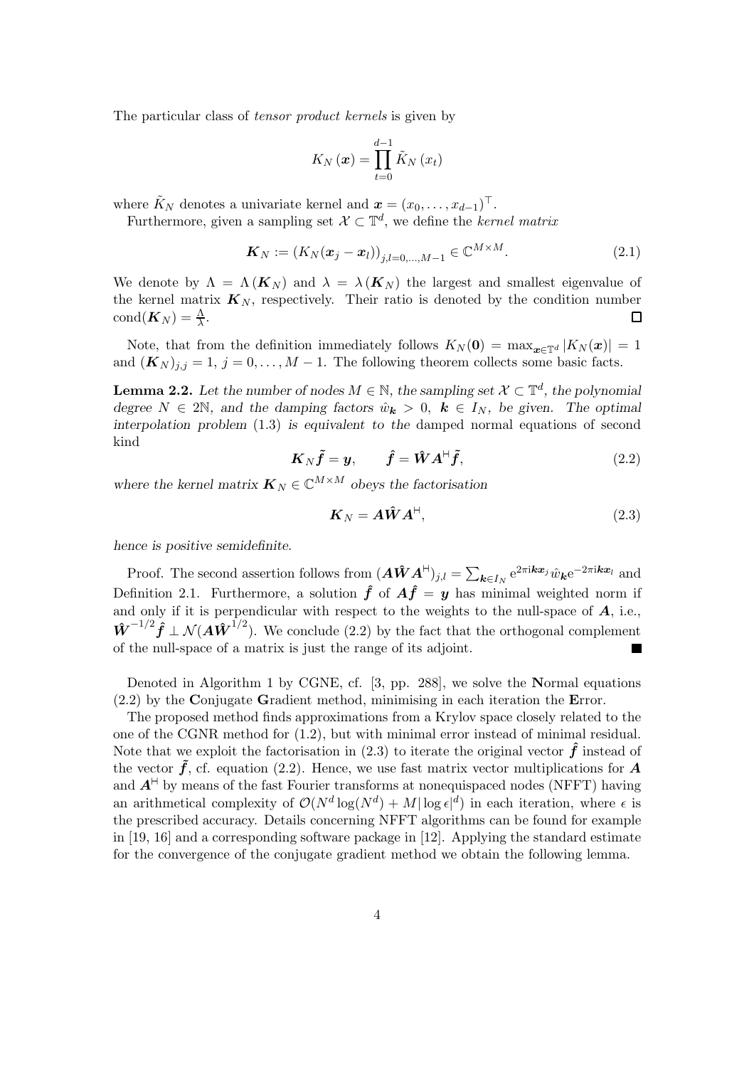The particular class of *tensor product kernels* is given by

$$K_N(\boldsymbol{x}) = \prod_{t=0}^{d-1} \tilde{K}_N(x_t)$$

where $\tilde{K}_N$ denotes a univariate kernel and $\boldsymbol{x} = (x_0, \ldots, x_{d-1})^\top$.

Furthermore, given a sampling set $\mathcal{X} \subset \mathbb{T}^d$, we define the *kernel matrix*

$$\boldsymbol{K}_N := (K_N(\boldsymbol{x}_j - \boldsymbol{x}_l))_{j,l=0,\ldots,M-1} \in \mathbb{C}^{M \times M}. \tag{2.1}$$

We denote by $\Lambda = \Lambda(\boldsymbol{K}_N)$ and $\lambda = \lambda(\boldsymbol{K}_N)$ the largest and smallest eigenvalue of the kernel matrix $\boldsymbol{K}_N$, respectively. Their ratio is denoted by the condition number $\mathrm{cond}(\boldsymbol{K}_N) = \frac{\Lambda}{\lambda}$. □

Note, that from the definition immediately follows $K_N(\boldsymbol{0}) = \max_{\boldsymbol{x} \in \mathbb{T}^d} |K_N(\boldsymbol{x})| = 1$ and $(\boldsymbol{K}_N)_{j,j} = 1$, $j = 0, \ldots, M-1$. The following theorem collects some basic facts.

**Lemma 2.2.** *Let the number of nodes $M \in \mathbb{N}$, the sampling set $\mathcal{X} \subset \mathbb{T}^d$, the polynomial degree $N \in 2\mathbb{N}$, and the damping factors $\hat{w}_{\boldsymbol{k}} > 0$, $\boldsymbol{k} \in I_N$, be given. The optimal interpolation problem* (1.3) *is equivalent to the* damped normal equations of second kind

$$\boldsymbol{K}_N \tilde{\boldsymbol{f}} = \boldsymbol{y}, \qquad \hat{\boldsymbol{f}} = \hat{\boldsymbol{W}} \boldsymbol{A}^{\mathsf{H}} \tilde{\boldsymbol{f}}, \tag{2.2}$$

*where the kernel matrix $\boldsymbol{K}_N \in \mathbb{C}^{M \times M}$ obeys the factorisation*

$$\boldsymbol{K}_N = \boldsymbol{A} \hat{\boldsymbol{W}} \boldsymbol{A}^{\mathsf{H}}, \tag{2.3}$$

*hence is positive semidefinite.*

Proof. The second assertion follows from $(\boldsymbol{A}\hat{\boldsymbol{W}}\boldsymbol{A}^{\mathsf{H}})_{j,l} = \sum_{\boldsymbol{k} \in I_N} \mathrm{e}^{2\pi \mathrm{i} \boldsymbol{k}\boldsymbol{x}_j} \hat{w}_{\boldsymbol{k}} \mathrm{e}^{-2\pi \mathrm{i} \boldsymbol{k}\boldsymbol{x}_l}$ and Definition 2.1. Furthermore, a solution $\hat{\boldsymbol{f}}$ of $\boldsymbol{A}\hat{\boldsymbol{f}} = \boldsymbol{y}$ has minimal weighted norm if and only if it is perpendicular with respect to the weights to the null-space of $\boldsymbol{A}$, i.e., $\hat{\boldsymbol{W}}^{-1/2} \hat{\boldsymbol{f}} \perp \mathcal{N}(\boldsymbol{A}\hat{\boldsymbol{W}}^{1/2})$. We conclude (2.2) by the fact that the orthogonal complement of the null-space of a matrix is just the range of its adjoint. ■

Denoted in Algorithm 1 by CGNE, cf. [3, pp. 288], we solve the **N**ormal equations (2.2) by the **C**onjugate **G**radient method, minimising in each iteration the **E**rror.

The proposed method finds approximations from a Krylov space closely related to the one of the CGNR method for (1.2), but with minimal error instead of minimal residual. Note that we exploit the factorisation in (2.3) to iterate the original vector $\hat{\boldsymbol{f}}$ instead of the vector $\tilde{\boldsymbol{f}}$, cf. equation (2.2). Hence, we use fast matrix vector multiplications for $\boldsymbol{A}$ and $\boldsymbol{A}^{\mathsf{H}}$ by means of the fast Fourier transforms at nonequispaced nodes (NFFT) having an arithmetical complexity of $\mathcal{O}(N^d \log(N^d) + M|\log \epsilon|^d)$ in each iteration, where $\epsilon$ is the prescribed accuracy. Details concerning NFFT algorithms can be found for example in [19, 16] and a corresponding software package in [12]. Applying the standard estimate for the convergence of the conjugate gradient method we obtain the following lemma.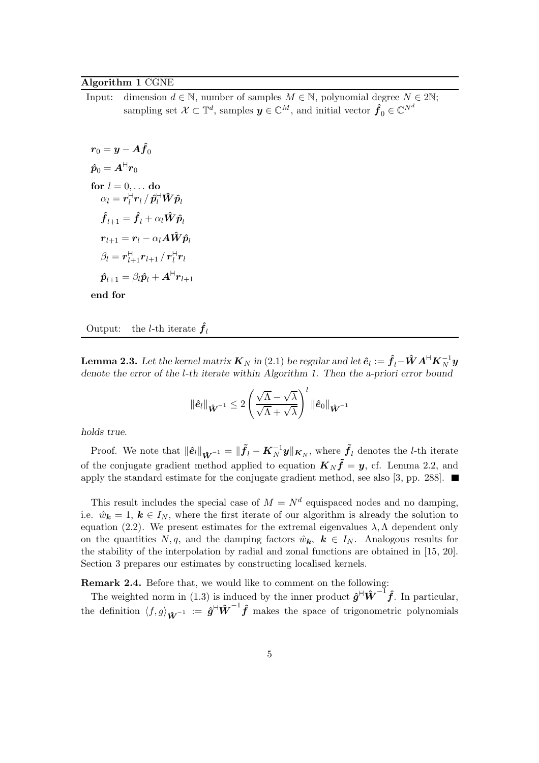**Algorithm 1** CGNE

Input: dimension $d \in \mathbb{N}$, number of samples $M \in \mathbb{N}$, polynomial degree $N \in 2\mathbb{N}$; sampling set $\mathcal{X} \subset \mathbb{T}^d$, samples $\boldsymbol{y} \in \mathbb{C}^M$, and initial vector $\hat{\boldsymbol{f}}_0 \in \mathbb{C}^{N^d}$

```
r_0 = y − A f̂_0
p̂_0 = A^H r_0
for l = 0, ... do
    α_l = r_l^H r_l / p̂_l^H Ŵ p̂_l
    f̂_{l+1} = f̂_l + α_l Ŵ p̂_l
    r_{l+1} = r_l − α_l A Ŵ p̂_l
    β_l = r_{l+1}^H r_{l+1} / r_l^H r_l
    p̂_{l+1} = β_l p̂_l + A^H r_{l+1}
end for
```

Output: the $l$-th iterate $\hat{\boldsymbol{f}}_l$

**Lemma 2.3.** *Let the kernel matrix $\boldsymbol{K}_N$ in (2.1) be regular and let $\hat{\boldsymbol{e}}_l := \hat{\boldsymbol{f}}_l - \hat{\boldsymbol{W}}\boldsymbol{A}^{\mathsf{H}}\boldsymbol{K}_N^{-1}\boldsymbol{y}$ denote the error of the $l$-th iterate within Algorithm 1. Then the a-priori error bound*

$$\|\hat{\boldsymbol{e}}_l\|_{\hat{\boldsymbol{W}}^{-1}} \leq 2\left(\frac{\sqrt{\Lambda}-\sqrt{\lambda}}{\sqrt{\Lambda}+\sqrt{\lambda}}\right)^l \|\hat{\boldsymbol{e}}_0\|_{\hat{\boldsymbol{W}}^{-1}}$$

*holds true.*

Proof. We note that $\|\hat{\boldsymbol{e}}_l\|_{\hat{\boldsymbol{W}}^{-1}} = \|\tilde{\boldsymbol{f}}_l - \boldsymbol{K}_N^{-1}\boldsymbol{y}\|_{\boldsymbol{K}_N}$, where $\tilde{\boldsymbol{f}}_l$ denotes the $l$-th iterate of the conjugate gradient method applied to equation $\boldsymbol{K}_N\tilde{\boldsymbol{f}} = \boldsymbol{y}$, cf. Lemma 2.2, and apply the standard estimate for the conjugate gradient method, see also [3, pp. 288]. ∎

This result includes the special case of $M = N^d$ equispaced nodes and no damping, i.e. $\hat{w}_{\boldsymbol{k}} = 1$, $\boldsymbol{k} \in I_N$, where the first iterate of our algorithm is already the solution to equation (2.2). We present estimates for the extremal eigenvalues $\lambda, \Lambda$ dependent only on the quantities $N, q$, and the damping factors $\hat{w}_{\boldsymbol{k}}$, $\boldsymbol{k} \in I_N$. Analogous results for the stability of the interpolation by radial and zonal functions are obtained in [15, 20]. Section 3 prepares our estimates by constructing localised kernels.

**Remark 2.4.** Before that, we would like to comment on the following:

The weighted norm in (1.3) is induced by the inner product $\hat{\boldsymbol{g}}^{\mathsf{H}}\hat{\boldsymbol{W}}^{-1}\hat{\boldsymbol{f}}$. In particular, the definition $\langle f, g\rangle_{\hat{\boldsymbol{W}}^{-1}} := \hat{\boldsymbol{g}}^{\mathsf{H}}\hat{\boldsymbol{W}}^{-1}\hat{\boldsymbol{f}}$ makes the space of trigonometric polynomials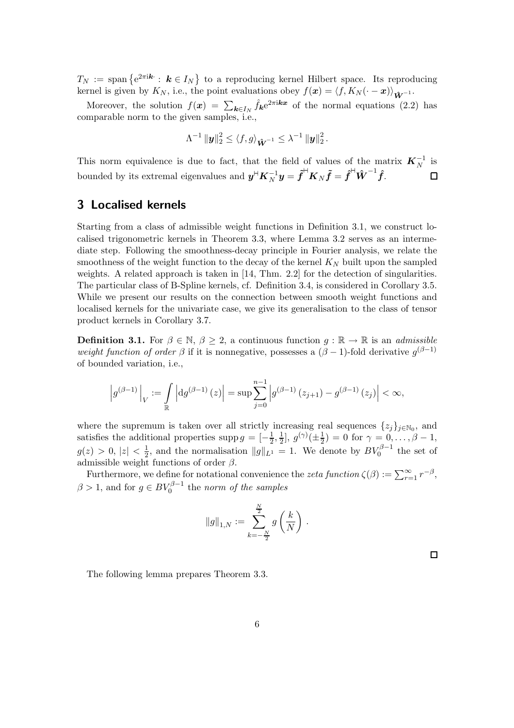$T_N := \operatorname{span}\left\{e^{2\pi i \boldsymbol{k}\cdot} : \boldsymbol{k} \in I_N\right\}$ to a reproducing kernel Hilbert space. Its reproducing kernel is given by $K_N$, i.e., the point evaluations obey $f(\boldsymbol{x}) = \langle f, K_N(\cdot - \boldsymbol{x})\rangle_{\hat{\boldsymbol{W}}^{-1}}$.

Moreover, the solution $f(\boldsymbol{x}) = \sum_{\boldsymbol{k}\in I_N} \hat{f}_{\boldsymbol{k}} e^{2\pi i \boldsymbol{k}\boldsymbol{x}}$ of the normal equations (2.2) has comparable norm to the given samples, i.e.,

$$\Lambda^{-1} \|\boldsymbol{y}\|_2^2 \leq \langle f, g\rangle_{\hat{\boldsymbol{W}}^{-1}} \leq \lambda^{-1} \|\boldsymbol{y}\|_2^2 .$$

This norm equivalence is due to fact, that the field of values of the matrix $\boldsymbol{K}_N^{-1}$ is bounded by its extremal eigenvalues and $\boldsymbol{y}^{\mathsf{H}} \boldsymbol{K}_N^{-1} \boldsymbol{y} = \tilde{\boldsymbol{f}}^{\mathsf{H}} \boldsymbol{K}_N \tilde{\boldsymbol{f}} = \hat{\boldsymbol{f}}^{\mathsf{H}} \hat{\boldsymbol{W}}^{-1} \hat{\boldsymbol{f}}$. □

## 3 Localised kernels

Starting from a class of admissible weight functions in Definition 3.1, we construct localised trigonometric kernels in Theorem 3.3, where Lemma 3.2 serves as an intermediate step. Following the smoothness-decay principle in Fourier analysis, we relate the smoothness of the weight function to the decay of the kernel $K_N$ built upon the sampled weights. A related approach is taken in [14, Thm. 2.2] for the detection of singularities. The particular class of B-Spline kernels, cf. Definition 3.4, is considered in Corollary 3.5. While we present our results on the connection between smooth weight functions and localised kernels for the univariate case, we give its generalisation to the class of tensor product kernels in Corollary 3.7.

**Definition 3.1.** For $\beta \in \mathbb{N}$, $\beta \geq 2$, a continuous function $g : \mathbb{R} \to \mathbb{R}$ is an *admissible weight function of order $\beta$* if it is nonnegative, possesses a $(\beta - 1)$-fold derivative $g^{(\beta-1)}$ of bounded variation, i.e.,

$$\left|g^{(\beta-1)}\right|_V := \int_{\mathbb{R}} \left|\mathrm{d}g^{(\beta-1)}(z)\right| = \sup \sum_{j=0}^{n-1} \left|g^{(\beta-1)}(z_{j+1}) - g^{(\beta-1)}(z_j)\right| < \infty,$$

where the supremum is taken over all strictly increasing real sequences $\{z_j\}_{j\in\mathbb{N}_0}$, and satisfies the additional properties $\operatorname{supp} g = [-\frac{1}{2}, \frac{1}{2}]$, $g^{(\gamma)}(\pm\frac{1}{2}) = 0$ for $\gamma = 0, \ldots, \beta - 1$, $g(z) > 0$, $|z| < \frac{1}{2}$, and the normalisation $\|g\|_{L^1} = 1$. We denote by $BV_0^{\beta-1}$ the set of admissible weight functions of order $\beta$.

Furthermore, we define for notational convenience the *zeta function* $\zeta(\beta) := \sum_{r=1}^{\infty} r^{-\beta}$, $\beta > 1$, and for $g \in BV_0^{\beta-1}$ the *norm of the samples*

$$\|g\|_{1,N} := \sum_{k=-\frac{N}{2}}^{\frac{N}{2}} g\left(\frac{k}{N}\right) .$$

□

The following lemma prepares Theorem 3.3.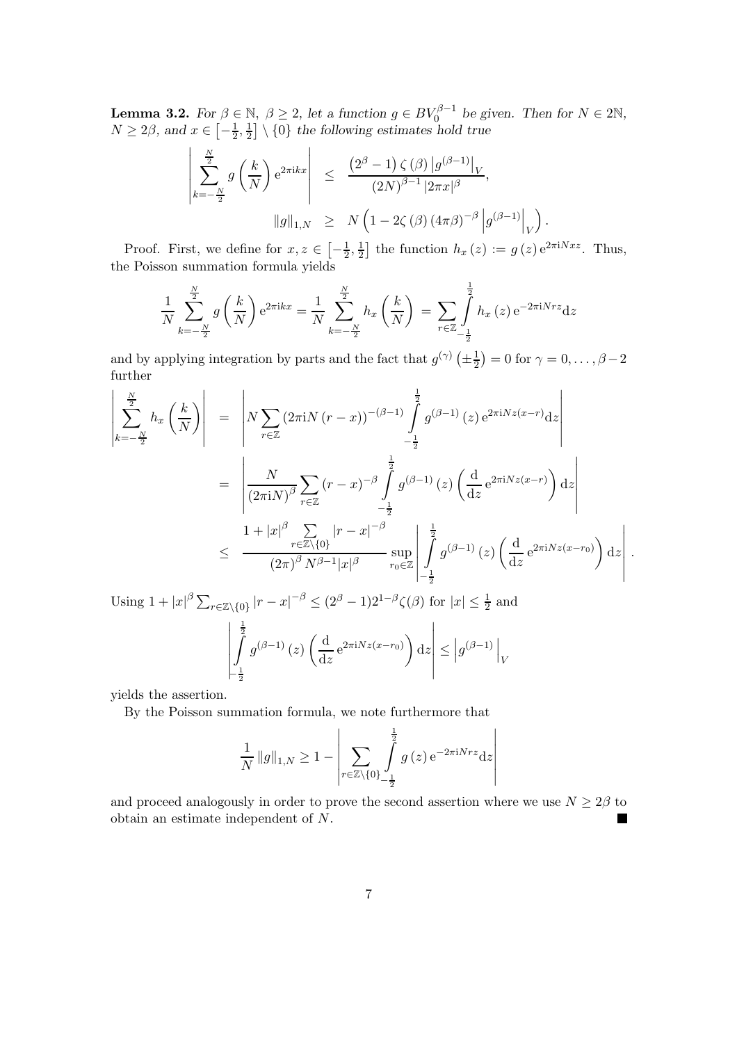**Lemma 3.2.** *For $\beta \in \mathbb{N}$, $\beta \geq 2$, let a function $g \in BV_0^{\beta-1}$ be given. Then for $N \in 2\mathbb{N}$, $N \geq 2\beta$, and $x \in \left[-\frac{1}{2}, \frac{1}{2}\right] \setminus \{0\}$ the following estimates hold true*

$$
\begin{aligned}
\left| \sum_{k=-\frac{N}{2}}^{\frac{N}{2}} g\left(\frac{k}{N}\right) \mathrm{e}^{2\pi \mathrm{i} k x} \right| &\leq \frac{\left(2^{\beta}-1\right) \zeta\left(\beta\right) \left|g^{(\beta-1)}\right|_V}{(2N)^{\beta-1} |2\pi x|^{\beta}}, \\
\|g\|_{1,N} &\geq N\left(1 - 2\zeta\left(\beta\right)\left(4\pi\beta\right)^{-\beta} \left|g^{(\beta-1)}\right|_V\right).
\end{aligned}
$$

Proof. First, we define for $x, z \in \left[-\frac{1}{2}, \frac{1}{2}\right]$ the function $h_x(z) := g(z) \mathrm{e}^{2\pi \mathrm{i} N x z}$. Thus, the Poisson summation formula yields

$$
\frac{1}{N} \sum_{k=-\frac{N}{2}}^{\frac{N}{2}} g\left(\frac{k}{N}\right) \mathrm{e}^{2\pi \mathrm{i} k x} = \frac{1}{N} \sum_{k=-\frac{N}{2}}^{\frac{N}{2}} h_x\left(\frac{k}{N}\right) = \sum_{r \in \mathbb{Z}} \int_{-\frac{1}{2}}^{\frac{1}{2}} h_x(z) \mathrm{e}^{-2\pi \mathrm{i} N r z} \mathrm{d}z
$$

and by applying integration by parts and the fact that $g^{(\gamma)}\left(\pm\frac{1}{2}\right) = 0$ for $\gamma = 0, \ldots, \beta - 2$ further

$$
\begin{aligned}
\left| \sum_{k=-\frac{N}{2}}^{\frac{N}{2}} h_x\left(\frac{k}{N}\right) \right| &= \left| N \sum_{r \in \mathbb{Z}} \left(2\pi \mathrm{i} N (r-x)\right)^{-(\beta-1)} \int_{-\frac{1}{2}}^{\frac{1}{2}} g^{(\beta-1)}(z) \mathrm{e}^{2\pi \mathrm{i} N z (x-r)} \mathrm{d}z \right| \\
&= \left| \frac{N}{(2\pi \mathrm{i} N)^{\beta}} \sum_{r \in \mathbb{Z}} (r-x)^{-\beta} \int_{-\frac{1}{2}}^{\frac{1}{2}} g^{(\beta-1)}(z) \left(\frac{\mathrm{d}}{\mathrm{d}z} \mathrm{e}^{2\pi \mathrm{i} N z (x-r)}\right) \mathrm{d}z \right| \\
&\leq \frac{1 + |x|^{\beta} \sum\limits_{r \in \mathbb{Z} \setminus \{0\}} |r-x|^{-\beta}}{(2\pi)^{\beta} N^{\beta-1} |x|^{\beta}} \sup_{r_0 \in \mathbb{Z}} \left| \int_{-\frac{1}{2}}^{\frac{1}{2}} g^{(\beta-1)}(z) \left(\frac{\mathrm{d}}{\mathrm{d}z} \mathrm{e}^{2\pi \mathrm{i} N z (x-r_0)}\right) \mathrm{d}z \right|.
\end{aligned}
$$

Using $1 + |x|^{\beta} \sum_{r \in \mathbb{Z} \setminus \{0\}} |r-x|^{-\beta} \leq (2^{\beta}-1) 2^{1-\beta} \zeta(\beta)$ for $|x| \leq \frac{1}{2}$ and

$$
\left| \int_{-\frac{1}{2}}^{\frac{1}{2}} g^{(\beta-1)}(z) \left(\frac{\mathrm{d}}{\mathrm{d}z} \mathrm{e}^{2\pi \mathrm{i} N z (x-r_0)}\right) \mathrm{d}z \right| \leq \left| g^{(\beta-1)} \right|_V
$$

yields the assertion.

By the Poisson summation formula, we note furthermore that

$$
\frac{1}{N} \|g\|_{1,N} \geq 1 - \left| \sum_{r \in \mathbb{Z} \setminus \{0\}} \int_{-\frac{1}{2}}^{\frac{1}{2}} g(z) \mathrm{e}^{-2\pi \mathrm{i} N r z} \mathrm{d}z \right|
$$

and proceed analogously in order to prove the second assertion where we use $N \geq 2\beta$ to obtain an estimate independent of $N$. ∎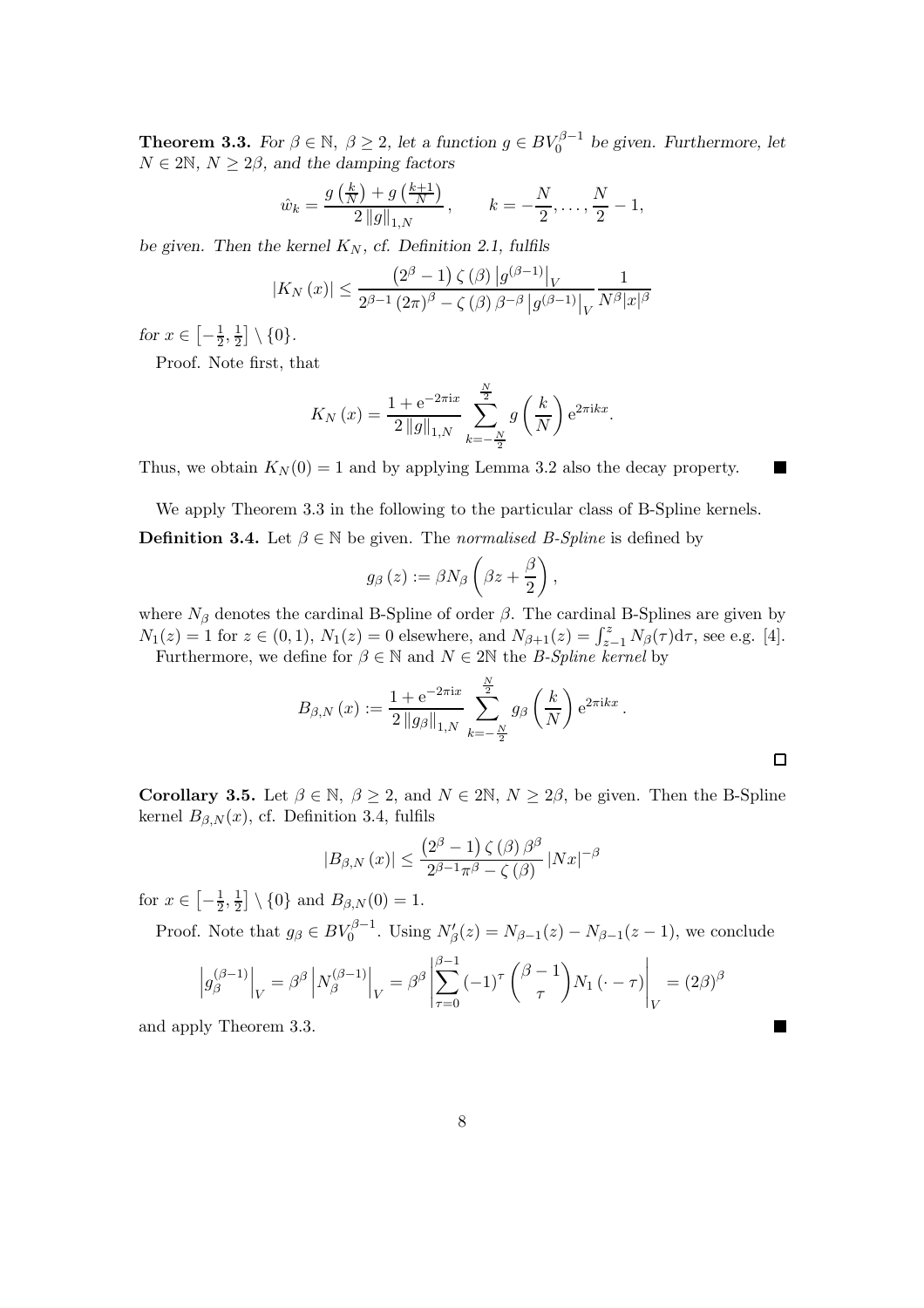**Theorem 3.3.** *For $\beta \in \mathbb{N},\ \beta \geq 2$, let a function $g \in BV_0^{\beta-1}$ be given. Furthermore, let $N \in 2\mathbb{N},\ N \geq 2\beta$, and the damping factors*

$$\hat{w}_k = \frac{g\left(\frac{k}{N}\right) + g\left(\frac{k+1}{N}\right)}{2\left\|g\right\|_{1,N}}, \qquad k = -\frac{N}{2}, \ldots, \frac{N}{2} - 1,$$

*be given. Then the kernel $K_N$, cf. Definition 2.1, fulfils*

$$\left|K_N\left(x\right)\right| \leq \frac{\left(2^{\beta} - 1\right)\zeta\left(\beta\right)\left|g^{(\beta-1)}\right|_V}{2^{\beta-1}\left(2\pi\right)^{\beta} - \zeta\left(\beta\right)\beta^{-\beta}\left|g^{(\beta-1)}\right|_V} \frac{1}{N^{\beta}|x|^{\beta}}$$

*for $x \in \left[-\frac{1}{2}, \frac{1}{2}\right] \setminus \{0\}$.*

Proof. Note first, that

$$K_N\left(x\right) = \frac{1 + \mathrm{e}^{-2\pi\mathrm{i}x}}{2\left\|g\right\|_{1,N}} \sum_{k=-\frac{N}{2}}^{\frac{N}{2}} g\left(\frac{k}{N}\right)\mathrm{e}^{2\pi\mathrm{i}kx}.$$

Thus, we obtain $K_N(0) = 1$ and by applying Lemma 3.2 also the decay property. ■

We apply Theorem 3.3 in the following to the particular class of B-Spline kernels.

**Definition 3.4.** Let $\beta \in \mathbb{N}$ be given. The *normalised B-Spline* is defined by

$$g_{\beta}\left(z\right) := \beta N_{\beta}\left(\beta z + \frac{\beta}{2}\right),$$

where $N_\beta$ denotes the cardinal B-Spline of order $\beta$. The cardinal B-Splines are given by $N_1(z) = 1$ for $z \in (0, 1)$, $N_1(z) = 0$ elsewhere, and $N_{\beta+1}(z) = \int_{z-1}^{z} N_\beta(\tau)\mathrm{d}\tau$, see e.g. [4].

Furthermore, we define for $\beta \in \mathbb{N}$ and $N \in 2\mathbb{N}$ the *B-Spline kernel* by

$$B_{\beta,N}\left(x\right) := \frac{1 + \mathrm{e}^{-2\pi\mathrm{i}x}}{2\left\|g_{\beta}\right\|_{1,N}} \sum_{k=-\frac{N}{2}}^{\frac{N}{2}} g_{\beta}\left(\frac{k}{N}\right)\mathrm{e}^{2\pi\mathrm{i}kx}.$$

□

**Corollary 3.5.** Let $\beta \in \mathbb{N},\ \beta \geq 2$, and $N \in 2\mathbb{N},\ N \geq 2\beta$, be given. Then the B-Spline kernel $B_{\beta,N}(x)$, cf. Definition 3.4, fulfils

$$\left|B_{\beta,N}\left(x\right)\right| \leq \frac{\left(2^{\beta} - 1\right)\zeta\left(\beta\right)\beta^{\beta}}{2^{\beta-1}\pi^{\beta} - \zeta\left(\beta\right)}\left|Nx\right|^{-\beta}$$

for $x \in \left[-\frac{1}{2}, \frac{1}{2}\right] \setminus \{0\}$ and $B_{\beta,N}(0) = 1$.

Proof. Note that $g_\beta \in BV_0^{\beta-1}$. Using $N'_\beta(z) = N_{\beta-1}(z) - N_{\beta-1}(z-1)$, we conclude

$$\left|g_{\beta}^{(\beta-1)}\right|_V = \beta^{\beta}\left|N_{\beta}^{(\beta-1)}\right|_V = \beta^{\beta}\left|\sum_{\tau=0}^{\beta-1}(-1)^{\tau}\binom{\beta-1}{\tau}N_1\left(\cdot-\tau\right)\right|_V = \left(2\beta\right)^{\beta}$$

and apply Theorem 3.3. ■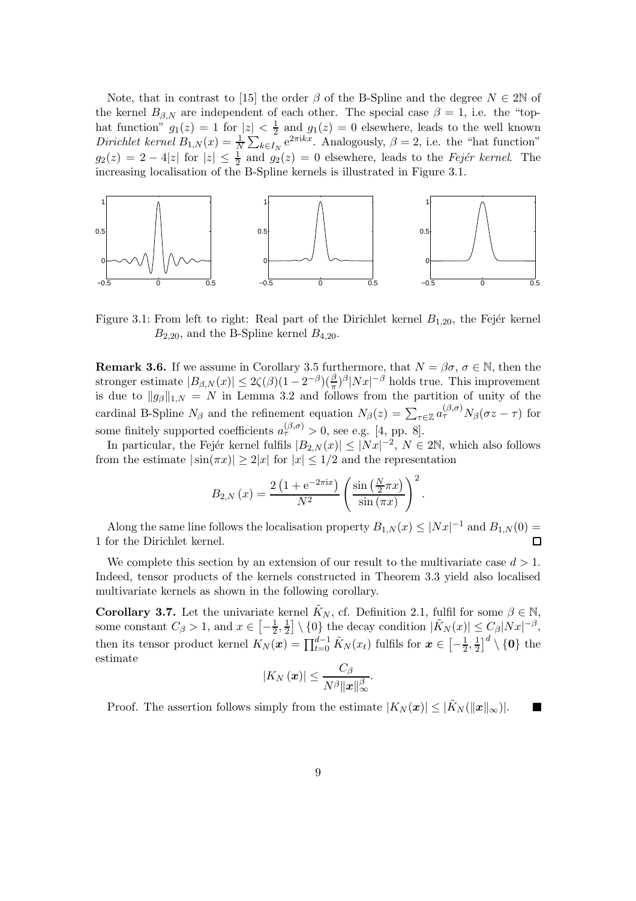Note, that in contrast to [15] the order $\beta$ of the B-Spline and the degree $N \in 2\mathbb{N}$ of the kernel $B_{\beta,N}$ are independent of each other. The special case $\beta = 1$, i.e. the "top-hat function" $g_1(z) = 1$ for $|z| < \frac{1}{2}$ and $g_1(z) = 0$ elsewhere, leads to the well known *Dirichlet kernel* $B_{1,N}(x) = \frac{1}{N}\sum_{k\in I_N} \mathrm{e}^{2\pi \mathrm{i} kx}$. Analogously, $\beta = 2$, i.e. the "hat function" $g_2(z) = 2 - 4|z|$ for $|z| \leq \frac{1}{2}$ and $g_2(z) = 0$ elsewhere, leads to the *Fejér kernel*. The increasing localisation of the B-Spline kernels is illustrated in Figure 3.1.

Figure 3.1: From left to right: Real part of the Dirichlet kernel $B_{1,20}$, the Fejér kernel $B_{2,20}$, and the B-Spline kernel $B_{4,20}$.

**Remark 3.6.** If we assume in Corollary 3.5 furthermore, that $N = \beta\sigma$, $\sigma \in \mathbb{N}$, then the stronger estimate $|B_{\beta,N}(x)| \leq 2\zeta(\beta)(1-2^{-\beta})(\frac{\beta}{\pi})^\beta |Nx|^{-\beta}$ holds true. This improvement is due to $\|g_\beta\|_{1,N} = N$ in Lemma 3.2 and follows from the partition of unity of the cardinal B-Spline $N_\beta$ and the refinement equation $N_\beta(z) = \sum_{\tau\in\mathbb{Z}} a_\tau^{(\beta,\sigma)} N_\beta(\sigma z - \tau)$ for some finitely supported coefficients $a_\tau^{(\beta,\sigma)} > 0$, see e.g. [4, pp. 8].

In particular, the Fejér kernel fulfils $|B_{2,N}(x)| \leq |Nx|^{-2}$, $N \in 2\mathbb{N}$, which also follows from the estimate $|\sin(\pi x)| \geq 2|x|$ for $|x| \leq 1/2$ and the representation

$$B_{2,N}(x) = \frac{2\left(1 + \mathrm{e}^{-2\pi \mathrm{i} x}\right)}{N^2} \left(\frac{\sin\left(\frac{N}{2}\pi x\right)}{\sin(\pi x)}\right)^2.$$

Along the same line follows the localisation property $B_{1,N}(x) \leq |Nx|^{-1}$ and $B_{1,N}(0) = 1$ for the Dirichlet kernel. □

We complete this section by an extension of our result to the multivariate case $d > 1$. Indeed, tensor products of the kernels constructed in Theorem 3.3 yield also localised multivariate kernels as shown in the following corollary.

**Corollary 3.7.** Let the univariate kernel $\tilde{K}_N$, cf. Definition 2.1, fulfil for some $\beta \in \mathbb{N}$, some constant $C_\beta > 1$, and $x \in \left[-\frac{1}{2}, \frac{1}{2}\right] \setminus \{0\}$ the decay condition $|\tilde{K}_N(x)| \leq C_\beta |Nx|^{-\beta}$, then its tensor product kernel $K_N(\boldsymbol{x}) = \prod_{t=0}^{d-1} \tilde{K}_N(x_t)$ fulfils for $\boldsymbol{x} \in \left[-\frac{1}{2}, \frac{1}{2}\right]^d \setminus \{\mathbf{0}\}$ the estimate

$$|K_N(\boldsymbol{x})| \leq \frac{C_\beta}{N^\beta \|\boldsymbol{x}\|_\infty^\beta}.$$

Proof. The assertion follows simply from the estimate $|K_N(\boldsymbol{x})| \leq |\tilde{K}_N(\|\boldsymbol{x}\|_\infty)|$. ■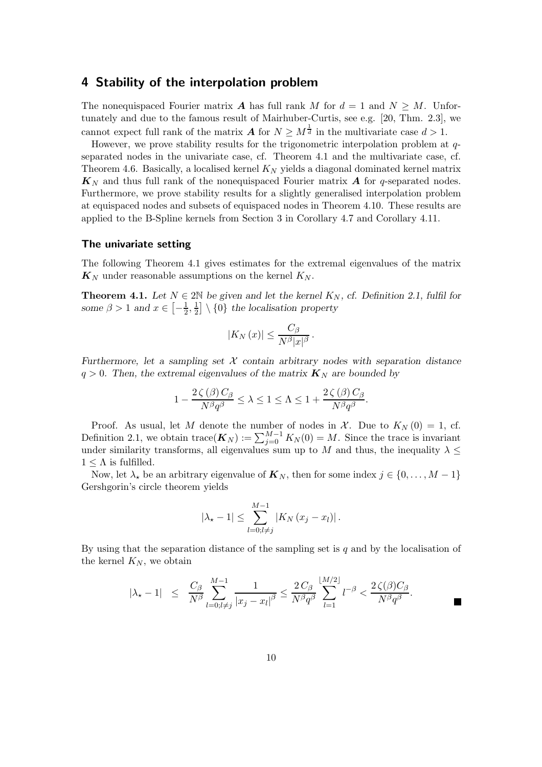## 4 Stability of the interpolation problem

The nonequispaced Fourier matrix $\boldsymbol{A}$ has full rank $M$ for $d = 1$ and $N \geq M$. Unfortunately and due to the famous result of Mairhuber-Curtis, see e.g. [20, Thm. 2.3], we cannot expect full rank of the matrix $\boldsymbol{A}$ for $N \geq M^{\frac{1}{d}}$ in the multivariate case $d > 1$.

However, we prove stability results for the trigonometric interpolation problem at $q$-separated nodes in the univariate case, cf. Theorem 4.1 and the multivariate case, cf. Theorem 4.6. Basically, a localised kernel $K_N$ yields a diagonal dominated kernel matrix $\boldsymbol{K}_N$ and thus full rank of the nonequispaced Fourier matrix $\boldsymbol{A}$ for $q$-separated nodes. Furthermore, we prove stability results for a slightly generalised interpolation problem at equispaced nodes and subsets of equispaced nodes in Theorem 4.10. These results are applied to the B-Spline kernels from Section 3 in Corollary 4.7 and Corollary 4.11.

### The univariate setting

The following Theorem 4.1 gives estimates for the extremal eigenvalues of the matrix $\boldsymbol{K}_N$ under reasonable assumptions on the kernel $K_N$.

**Theorem 4.1.** *Let $N \in 2\mathbb{N}$ be given and let the kernel $K_N$, cf. Definition 2.1, fulfil for some $\beta > 1$ and $x \in \left[-\frac{1}{2}, \frac{1}{2}\right] \setminus \{0\}$ the localisation property*

$$|K_N(x)| \leq \frac{C_\beta}{N^\beta |x|^\beta}.$$

*Furthermore, let a sampling set $\mathcal{X}$ contain arbitrary nodes with separation distance $q > 0$. Then, the extremal eigenvalues of the matrix $\boldsymbol{K}_N$ are bounded by*

$$1 - \frac{2\zeta(\beta) C_\beta}{N^\beta q^\beta} \leq \lambda \leq 1 \leq \Lambda \leq 1 + \frac{2\zeta(\beta) C_\beta}{N^\beta q^\beta}.$$

Proof. As usual, let $M$ denote the number of nodes in $\mathcal{X}$. Due to $K_N(0) = 1$, cf. Definition 2.1, we obtain $\operatorname{trace}(\boldsymbol{K}_N) := \sum_{j=0}^{M-1} K_N(0) = M$. Since the trace is invariant under similarity transforms, all eigenvalues sum up to $M$ and thus, the inequality $\lambda \leq 1 \leq \Lambda$ is fulfilled.

Now, let $\lambda_\star$ be an arbitrary eigenvalue of $\boldsymbol{K}_N$, then for some index $j \in \{0, \ldots, M-1\}$ Gershgorin's circle theorem yields

$$|\lambda_\star - 1| \leq \sum_{l=0;l\neq j}^{M-1} |K_N(x_j - x_l)|.$$

By using that the separation distance of the sampling set is $q$ and by the localisation of the kernel $K_N$, we obtain

$$|\lambda_\star - 1| \leq \frac{C_\beta}{N^\beta} \sum_{l=0;l\neq j}^{M-1} \frac{1}{|x_j - x_l|^\beta} \leq \frac{2\, C_\beta}{N^\beta q^\beta} \sum_{l=1}^{\lfloor M/2 \rfloor} l^{-\beta} < \frac{2\,\zeta(\beta) C_\beta}{N^\beta q^\beta}.$$

■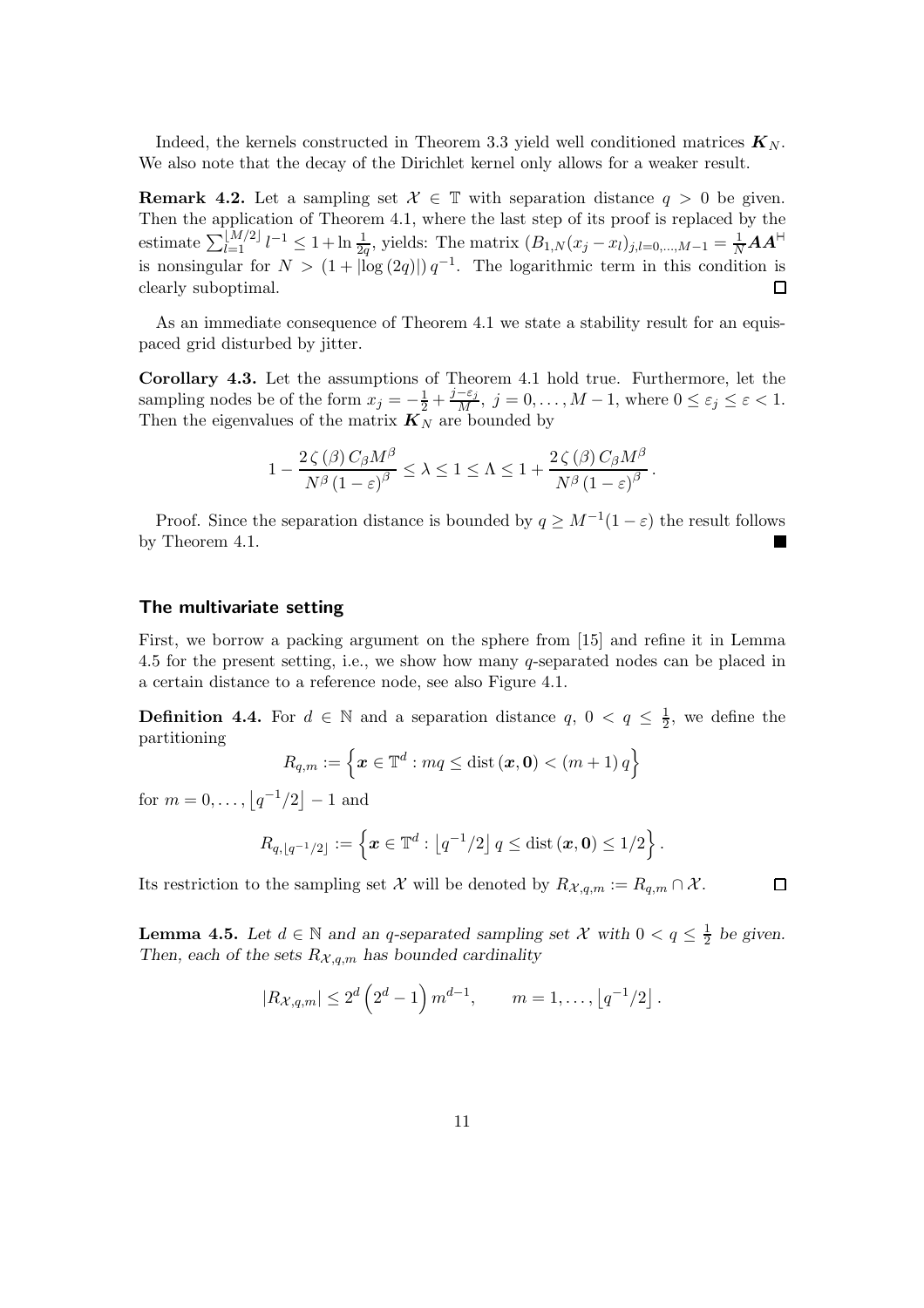Indeed, the kernels constructed in Theorem 3.3 yield well conditioned matrices $\boldsymbol{K}_N$. We also note that the decay of the Dirichlet kernel only allows for a weaker result.

**Remark 4.2.** Let a sampling set $\mathcal{X} \in \mathbb{T}$ with separation distance $q > 0$ be given. Then the application of Theorem 4.1, where the last step of its proof is replaced by the estimate $\sum_{l=1}^{\lfloor M/2 \rfloor} l^{-1} \leq 1 + \ln \frac{1}{2q}$, yields: The matrix $(B_{1,N}(x_j - x_l)_{j,l=0,\ldots,M-1} = \frac{1}{N} \boldsymbol{A}\boldsymbol{A}^{\mathsf{H}}$ is nonsingular for $N > (1 + |\log(2q)|)\, q^{-1}$. The logarithmic term in this condition is clearly suboptimal. $\square$

As an immediate consequence of Theorem 4.1 we state a stability result for an equispaced grid disturbed by jitter.

**Corollary 4.3.** Let the assumptions of Theorem 4.1 hold true. Furthermore, let the sampling nodes be of the form $x_j = -\frac{1}{2} + \frac{j - \varepsilon_j}{M}$, $j = 0, \ldots, M-1$, where $0 \leq \varepsilon_j \leq \varepsilon < 1$. Then the eigenvalues of the matrix $\boldsymbol{K}_N$ are bounded by

$$1 - \frac{2\,\zeta(\beta)\, C_\beta M^\beta}{N^\beta (1-\varepsilon)^\beta} \leq \lambda \leq 1 \leq \Lambda \leq 1 + \frac{2\,\zeta(\beta)\, C_\beta M^\beta}{N^\beta (1-\varepsilon)^\beta}.$$

Proof. Since the separation distance is bounded by $q \geq M^{-1}(1-\varepsilon)$ the result follows by Theorem 4.1. ■

### The multivariate setting

First, we borrow a packing argument on the sphere from [15] and refine it in Lemma 4.5 for the present setting, i.e., we show how many $q$-separated nodes can be placed in a certain distance to a reference node, see also Figure 4.1.

**Definition 4.4.** For $d \in \mathbb{N}$ and a separation distance $q$, $0 < q \leq \frac{1}{2}$, we define the partitioning

$$R_{q,m} := \left\{ \boldsymbol{x} \in \mathbb{T}^d : mq \leq \operatorname{dist}(\boldsymbol{x}, \boldsymbol{0}) < (m+1)\, q \right\}$$

for $m = 0, \ldots, \lfloor q^{-1}/2 \rfloor - 1$ and

$$R_{q,\lfloor q^{-1}/2 \rfloor} := \left\{ \boldsymbol{x} \in \mathbb{T}^d : \lfloor q^{-1}/2 \rfloor\, q \leq \operatorname{dist}(\boldsymbol{x}, \boldsymbol{0}) \leq 1/2 \right\}.$$

Its restriction to the sampling set $\mathcal{X}$ will be denoted by $R_{\mathcal{X},q,m} := R_{q,m} \cap \mathcal{X}$. $\square$

**Lemma 4.5.** *Let $d \in \mathbb{N}$ and an $q$-separated sampling set $\mathcal{X}$ with $0 < q \leq \frac{1}{2}$ be given. Then, each of the sets $R_{\mathcal{X},q,m}$ has bounded cardinality*

$$|R_{\mathcal{X},q,m}| \leq 2^d \left(2^d - 1\right) m^{d-1}, \qquad m = 1, \ldots, \lfloor q^{-1}/2 \rfloor.$$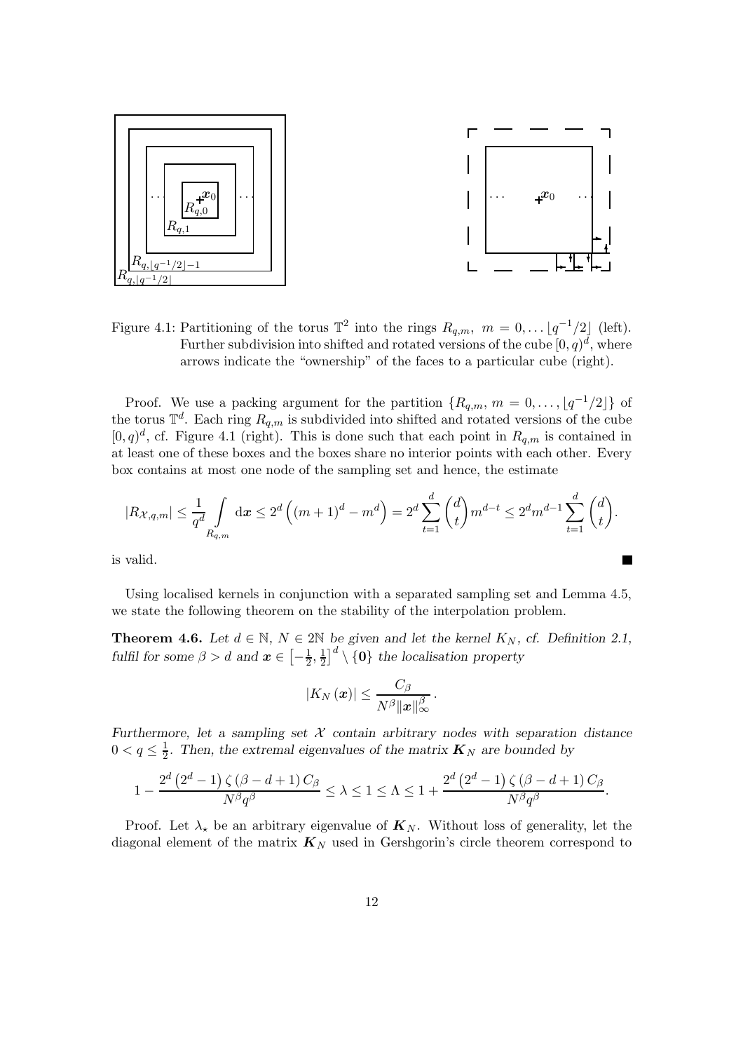Figure 4.1: Partitioning of the torus $\mathbb{T}^2$ into the rings $R_{q,m}$, $m = 0, \dots \lfloor q^{-1}/2 \rfloor$ (left). Further subdivision into shifted and rotated versions of the cube $[0,q)^d$, where arrows indicate the "ownership" of the faces to a particular cube (right).

Proof. We use a packing argument for the partition $\{R_{q,m},\, m = 0, \dots, \lfloor q^{-1}/2 \rfloor\}$ of the torus $\mathbb{T}^d$. Each ring $R_{q,m}$ is subdivided into shifted and rotated versions of the cube $[0,q)^d$, cf. Figure 4.1 (right). This is done such that each point in $R_{q,m}$ is contained in at least one of these boxes and the boxes share no interior points with each other. Every box contains at most one node of the sampling set and hence, the estimate

$$|R_{\mathcal{X},q,m}| \leq \frac{1}{q^d} \int_{R_{q,m}} \mathrm{d}\boldsymbol{x} \leq 2^d \left( (m+1)^d - m^d \right) = 2^d \sum_{t=1}^{d} \binom{d}{t} m^{d-t} \leq 2^d m^{d-1} \sum_{t=1}^{d} \binom{d}{t}.$$

is valid. ∎

Using localised kernels in conjunction with a separated sampling set and Lemma 4.5, we state the following theorem on the stability of the interpolation problem.

**Theorem 4.6.** *Let $d \in \mathbb{N}$, $N \in 2\mathbb{N}$ be given and let the kernel $K_N$, cf. Definition 2.1, fulfil for some $\beta > d$ and $\boldsymbol{x} \in \left[-\frac{1}{2}, \frac{1}{2}\right]^d \setminus \{\boldsymbol{0}\}$ the localisation property*

$$|K_N(\boldsymbol{x})| \leq \frac{C_\beta}{N^\beta \|\boldsymbol{x}\|_\infty^\beta}.$$

*Furthermore, let a sampling set $\mathcal{X}$ contain arbitrary nodes with separation distance $0 < q \leq \frac{1}{2}$. Then, the extremal eigenvalues of the matrix $\boldsymbol{K}_N$ are bounded by*

$$1 - \frac{2^d \left(2^d - 1\right) \zeta\left(\beta - d + 1\right) C_\beta}{N^\beta q^\beta} \leq \lambda \leq 1 \leq \Lambda \leq 1 + \frac{2^d \left(2^d - 1\right) \zeta\left(\beta - d + 1\right) C_\beta}{N^\beta q^\beta}.$$

Proof. Let $\lambda_\star$ be an arbitrary eigenvalue of $\boldsymbol{K}_N$. Without loss of generality, let the diagonal element of the matrix $\boldsymbol{K}_N$ used in Gershgorin's circle theorem correspond to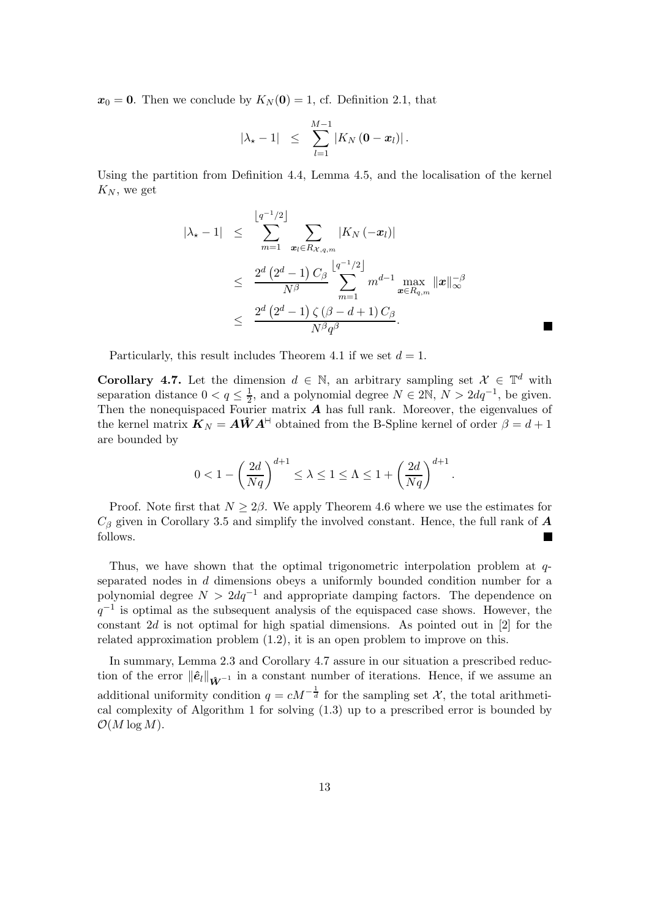$\boldsymbol{x}_0 = \mathbf{0}$. Then we conclude by $K_N(\mathbf{0}) = 1$, cf. Definition 2.1, that

$$|\lambda_\star - 1| \quad \leq \quad \sum_{l=1}^{M-1} |K_N(\mathbf{0} - \boldsymbol{x}_l)|.$$

Using the partition from Definition 4.4, Lemma 4.5, and the localisation of the kernel $K_N$, we get

$$\begin{aligned}
|\lambda_\star - 1| \quad &\leq \quad \sum_{m=1}^{\lfloor q^{-1}/2 \rfloor} \sum_{\boldsymbol{x}_l \in R_{\mathcal{X},q,m}} |K_N(-\boldsymbol{x}_l)| \\
&\leq \quad \frac{2^d(2^d-1)\,C_\beta}{N^\beta} \sum_{m=1}^{\lfloor q^{-1}/2 \rfloor} m^{d-1} \max_{\boldsymbol{x} \in R_{q,m}} \|\boldsymbol{x}\|_\infty^{-\beta} \\
&\leq \quad \frac{2^d(2^d-1)\,\zeta(\beta - d + 1)\,C_\beta}{N^\beta q^\beta}.
\end{aligned}$$

■

Particularly, this result includes Theorem 4.1 if we set $d = 1$.

**Corollary 4.7.** Let the dimension $d \in \mathbb{N}$, an arbitrary sampling set $\mathcal{X} \in \mathbb{T}^d$ with separation distance $0 < q \leq \frac{1}{2}$, and a polynomial degree $N \in 2\mathbb{N}$, $N > 2dq^{-1}$, be given. Then the nonequispaced Fourier matrix $\boldsymbol{A}$ has full rank. Moreover, the eigenvalues of the kernel matrix $\boldsymbol{K}_N = \boldsymbol{A}\hat{\boldsymbol{W}}\boldsymbol{A}^{\mathsf{H}}$ obtained from the B-Spline kernel of order $\beta = d+1$ are bounded by

$$0 < 1 - \left(\frac{2d}{Nq}\right)^{d+1} \leq \lambda \leq 1 \leq \Lambda \leq 1 + \left(\frac{2d}{Nq}\right)^{d+1}.$$

Proof. Note first that $N \geq 2\beta$. We apply Theorem 4.6 where we use the estimates for $C_\beta$ given in Corollary 3.5 and simplify the involved constant. Hence, the full rank of $\boldsymbol{A}$ follows. ■

Thus, we have shown that the optimal trigonometric interpolation problem at $q$-separated nodes in $d$ dimensions obeys a uniformly bounded condition number for a polynomial degree $N > 2dq^{-1}$ and appropriate damping factors. The dependence on $q^{-1}$ is optimal as the subsequent analysis of the equispaced case shows. However, the constant $2d$ is not optimal for high spatial dimensions. As pointed out in [2] for the related approximation problem (1.2), it is an open problem to improve on this.

In summary, Lemma 2.3 and Corollary 4.7 assure in our situation a prescribed reduction of the error $\|\hat{\boldsymbol{e}}_l\|_{\hat{\boldsymbol{W}}^{-1}}$ in a constant number of iterations. Hence, if we assume an additional uniformity condition $q = cM^{-\frac{1}{d}}$ for the sampling set $\mathcal{X}$, the total arithmetical complexity of Algorithm 1 for solving (1.3) up to a prescribed error is bounded by $\mathcal{O}(M \log M)$.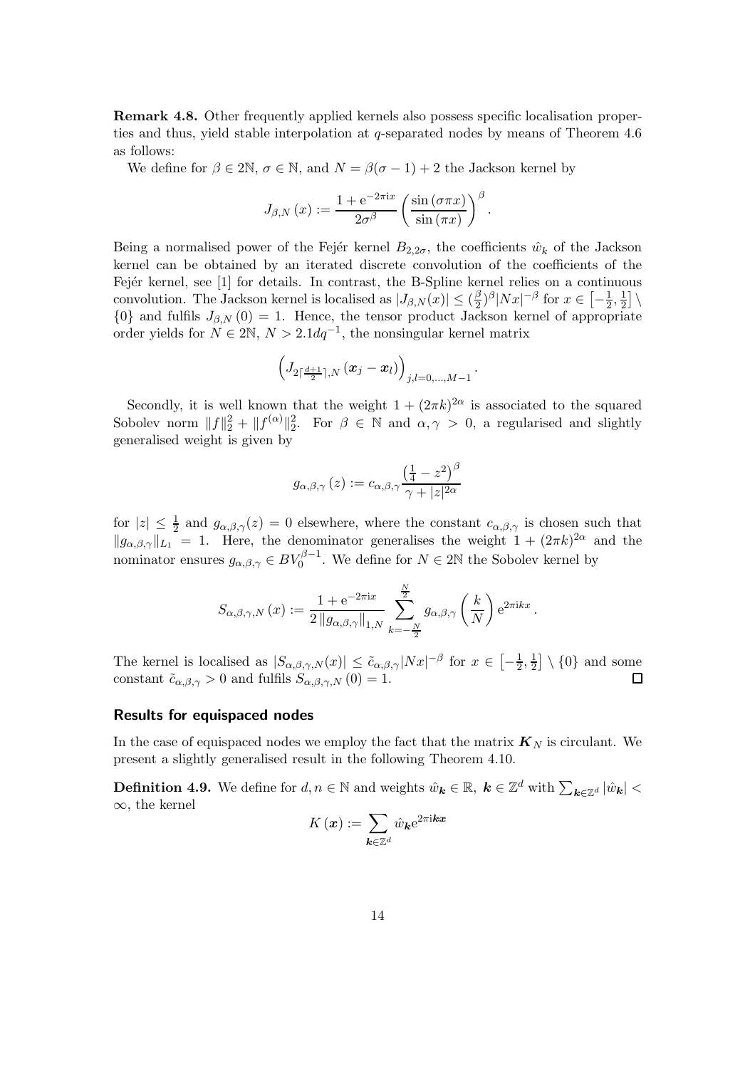**Remark 4.8.** Other frequently applied kernels also possess specific localisation properties and thus, yield stable interpolation at $q$-separated nodes by means of Theorem 4.6 as follows:

We define for $\beta \in 2\mathbb{N}$, $\sigma \in \mathbb{N}$, and $N = \beta(\sigma - 1) + 2$ the Jackson kernel by

$$J_{\beta,N}(x) := \frac{1 + \mathrm{e}^{-2\pi \mathrm{i} x}}{2\sigma^{\beta}} \left( \frac{\sin(\sigma \pi x)}{\sin(\pi x)} \right)^{\beta}.$$

Being a normalised power of the Fejér kernel $B_{2,2\sigma}$, the coefficients $\hat{w}_k$ of the Jackson kernel can be obtained by an iterated discrete convolution of the coefficients of the Fejér kernel, see [1] for details. In contrast, the B-Spline kernel relies on a continuous convolution. The Jackson kernel is localised as $|J_{\beta,N}(x)| \leq (\frac{\beta}{2})^{\beta} |Nx|^{-\beta}$ for $x \in \left[-\frac{1}{2}, \frac{1}{2}\right] \setminus \{0\}$ and fulfils $J_{\beta,N}(0) = 1$. Hence, the tensor product Jackson kernel of appropriate order yields for $N \in 2\mathbb{N}$, $N > 2.1 d q^{-1}$, the nonsingular kernel matrix

$$\left( J_{2\lceil \frac{d+1}{2} \rceil, N} (\boldsymbol{x}_j - \boldsymbol{x}_l) \right)_{j,l=0,\ldots,M-1}.$$

Secondly, it is well known that the weight $1 + (2\pi k)^{2\alpha}$ is associated to the squared Sobolev norm $\|f\|_2^2 + \|f^{(\alpha)}\|_2^2$. For $\beta \in \mathbb{N}$ and $\alpha, \gamma > 0$, a regularised and slightly generalised weight is given by

$$g_{\alpha,\beta,\gamma}(z) := c_{\alpha,\beta,\gamma} \frac{\left(\frac{1}{4} - z^2\right)^{\beta}}{\gamma + |z|^{2\alpha}}$$

for $|z| \leq \frac{1}{2}$ and $g_{\alpha,\beta,\gamma}(z) = 0$ elsewhere, where the constant $c_{\alpha,\beta,\gamma}$ is chosen such that $\|g_{\alpha,\beta,\gamma}\|_{L_1} = 1$. Here, the denominator generalises the weight $1 + (2\pi k)^{2\alpha}$ and the nominator ensures $g_{\alpha,\beta,\gamma} \in BV_0^{\beta-1}$. We define for $N \in 2\mathbb{N}$ the Sobolev kernel by

$$S_{\alpha,\beta,\gamma,N}(x) := \frac{1 + \mathrm{e}^{-2\pi \mathrm{i} x}}{2 \|g_{\alpha,\beta,\gamma}\|_{1,N}} \sum_{k=-\frac{N}{2}}^{\frac{N}{2}} g_{\alpha,\beta,\gamma}\left(\frac{k}{N}\right) \mathrm{e}^{2\pi \mathrm{i} k x}.$$

The kernel is localised as $|S_{\alpha,\beta,\gamma,N}(x)| \leq \tilde{c}_{\alpha,\beta,\gamma} |Nx|^{-\beta}$ for $x \in \left[-\frac{1}{2}, \frac{1}{2}\right] \setminus \{0\}$ and some constant $\tilde{c}_{\alpha,\beta,\gamma} > 0$ and fulfils $S_{\alpha,\beta,\gamma,N}(0) = 1$. □

### Results for equispaced nodes

In the case of equispaced nodes we employ the fact that the matrix $\boldsymbol{K}_N$ is circulant. We present a slightly generalised result in the following Theorem 4.10.

**Definition 4.9.** We define for $d, n \in \mathbb{N}$ and weights $\hat{w}_{\boldsymbol{k}} \in \mathbb{R}$, $\boldsymbol{k} \in \mathbb{Z}^d$ with $\sum_{\boldsymbol{k} \in \mathbb{Z}^d} |\hat{w}_{\boldsymbol{k}}| < \infty$, the kernel

$$K(\boldsymbol{x}) := \sum_{\boldsymbol{k} \in \mathbb{Z}^d} \hat{w}_{\boldsymbol{k}} \mathrm{e}^{2\pi \mathrm{i} \boldsymbol{k} \boldsymbol{x}}$$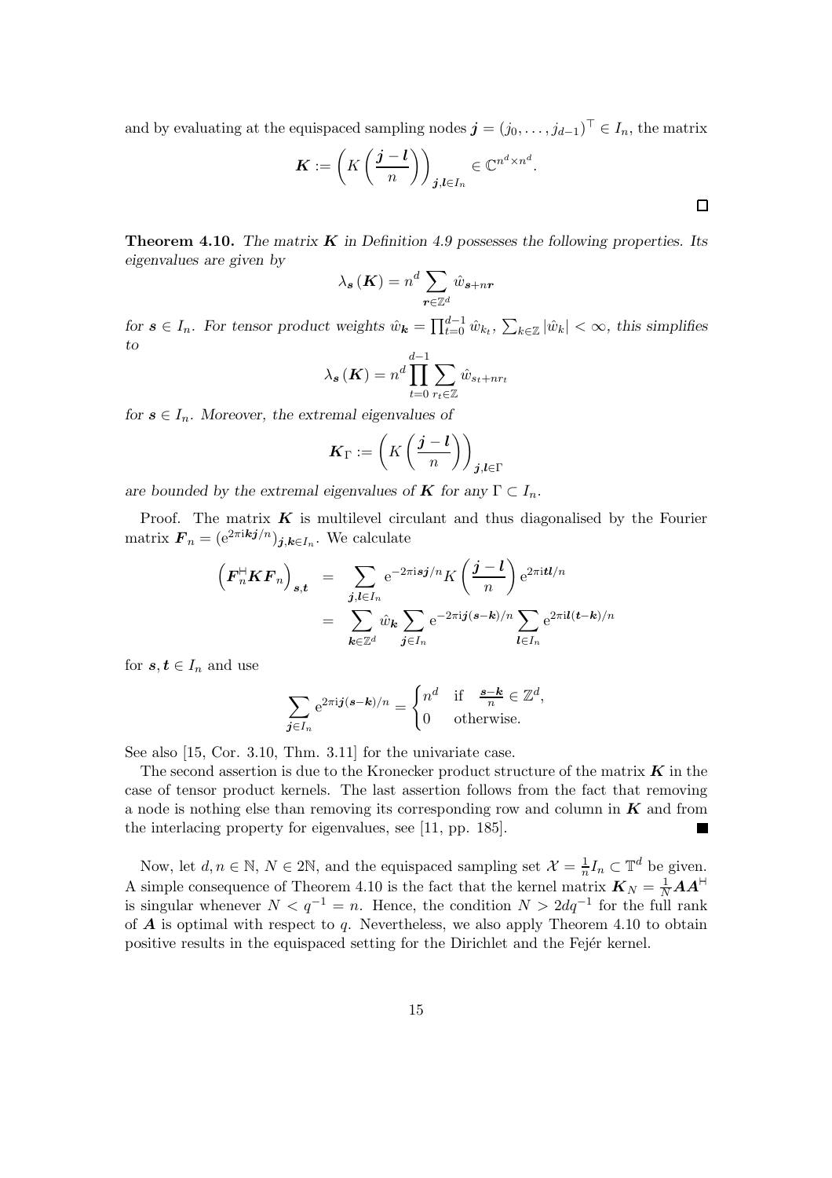and by evaluating at the equispaced sampling nodes $\boldsymbol{j} = (j_0, \ldots, j_{d-1})^\top \in I_n$, the matrix

$$\boldsymbol{K} := \left( K\left( \frac{\boldsymbol{j} - \boldsymbol{l}}{n} \right) \right)_{\boldsymbol{j},\boldsymbol{l} \in I_n} \in \mathbb{C}^{n^d \times n^d}.$$

□

**Theorem 4.10.** *The matrix $\boldsymbol{K}$ in Definition 4.9 possesses the following properties. Its eigenvalues are given by*

$$\lambda_{\boldsymbol{s}}(\boldsymbol{K}) = n^d \sum_{\boldsymbol{r} \in \mathbb{Z}^d} \hat{w}_{\boldsymbol{s}+n\boldsymbol{r}}$$

*for $\boldsymbol{s} \in I_n$. For tensor product weights $\hat{w}_{\boldsymbol{k}} = \prod_{t=0}^{d-1} \hat{w}_{k_t}$, $\sum_{k \in \mathbb{Z}} |\hat{w}_k| < \infty$, this simplifies to*

$$\lambda_{\boldsymbol{s}}(\boldsymbol{K}) = n^d \prod_{t=0}^{d-1} \sum_{r_t \in \mathbb{Z}} \hat{w}_{s_t + nr_t}$$

*for $\boldsymbol{s} \in I_n$. Moreover, the extremal eigenvalues of*

$$\boldsymbol{K}_\Gamma := \left( K\left( \frac{\boldsymbol{j} - \boldsymbol{l}}{n} \right) \right)_{\boldsymbol{j},\boldsymbol{l} \in \Gamma}$$

*are bounded by the extremal eigenvalues of $\boldsymbol{K}$ for any $\Gamma \subset I_n$.*

Proof. The matrix $\boldsymbol{K}$ is multilevel circulant and thus diagonalised by the Fourier matrix $\boldsymbol{F}_n = (\mathrm{e}^{2\pi\mathrm{i}\boldsymbol{k}\boldsymbol{j}/n})_{\boldsymbol{j},\boldsymbol{k} \in I_n}$. We calculate

$$\begin{aligned}
\left( \boldsymbol{F}_n^{\mathsf{H}} \boldsymbol{K} \boldsymbol{F}_n \right)_{\boldsymbol{s},\boldsymbol{t}} &= \sum_{\boldsymbol{j},\boldsymbol{l} \in I_n} \mathrm{e}^{-2\pi\mathrm{i}\boldsymbol{s}\boldsymbol{j}/n} K\left( \frac{\boldsymbol{j} - \boldsymbol{l}}{n} \right) \mathrm{e}^{2\pi\mathrm{i}\boldsymbol{t}\boldsymbol{l}/n} \\
&= \sum_{\boldsymbol{k} \in \mathbb{Z}^d} \hat{w}_{\boldsymbol{k}} \sum_{\boldsymbol{j} \in I_n} \mathrm{e}^{-2\pi\mathrm{i}\boldsymbol{j}(\boldsymbol{s}-\boldsymbol{k})/n} \sum_{\boldsymbol{l} \in I_n} \mathrm{e}^{2\pi\mathrm{i}\boldsymbol{l}(\boldsymbol{t}-\boldsymbol{k})/n}
\end{aligned}$$

for $\boldsymbol{s}, \boldsymbol{t} \in I_n$ and use

$$\sum_{\boldsymbol{j} \in I_n} \mathrm{e}^{2\pi\mathrm{i}\boldsymbol{j}(\boldsymbol{s}-\boldsymbol{k})/n} = \begin{cases} n^d & \text{if } \frac{\boldsymbol{s}-\boldsymbol{k}}{n} \in \mathbb{Z}^d, \\ 0 & \text{otherwise.} \end{cases}$$

See also [15, Cor. 3.10, Thm. 3.11] for the univariate case.

The second assertion is due to the Kronecker product structure of the matrix $\boldsymbol{K}$ in the case of tensor product kernels. The last assertion follows from the fact that removing a node is nothing else than removing its corresponding row and column in $\boldsymbol{K}$ and from the interlacing property for eigenvalues, see [11, pp. 185]. ■

Now, let $d, n \in \mathbb{N}$, $N \in 2\mathbb{N}$, and the equispaced sampling set $\mathcal{X} = \frac{1}{n} I_n \subset \mathbb{T}^d$ be given. A simple consequence of Theorem 4.10 is the fact that the kernel matrix $\boldsymbol{K}_N = \frac{1}{N} \boldsymbol{A}\boldsymbol{A}^{\mathsf{H}}$ is singular whenever $N < q^{-1} = n$. Hence, the condition $N > 2dq^{-1}$ for the full rank of $\boldsymbol{A}$ is optimal with respect to $q$. Nevertheless, we also apply Theorem 4.10 to obtain positive results in the equispaced setting for the Dirichlet and the Fejér kernel.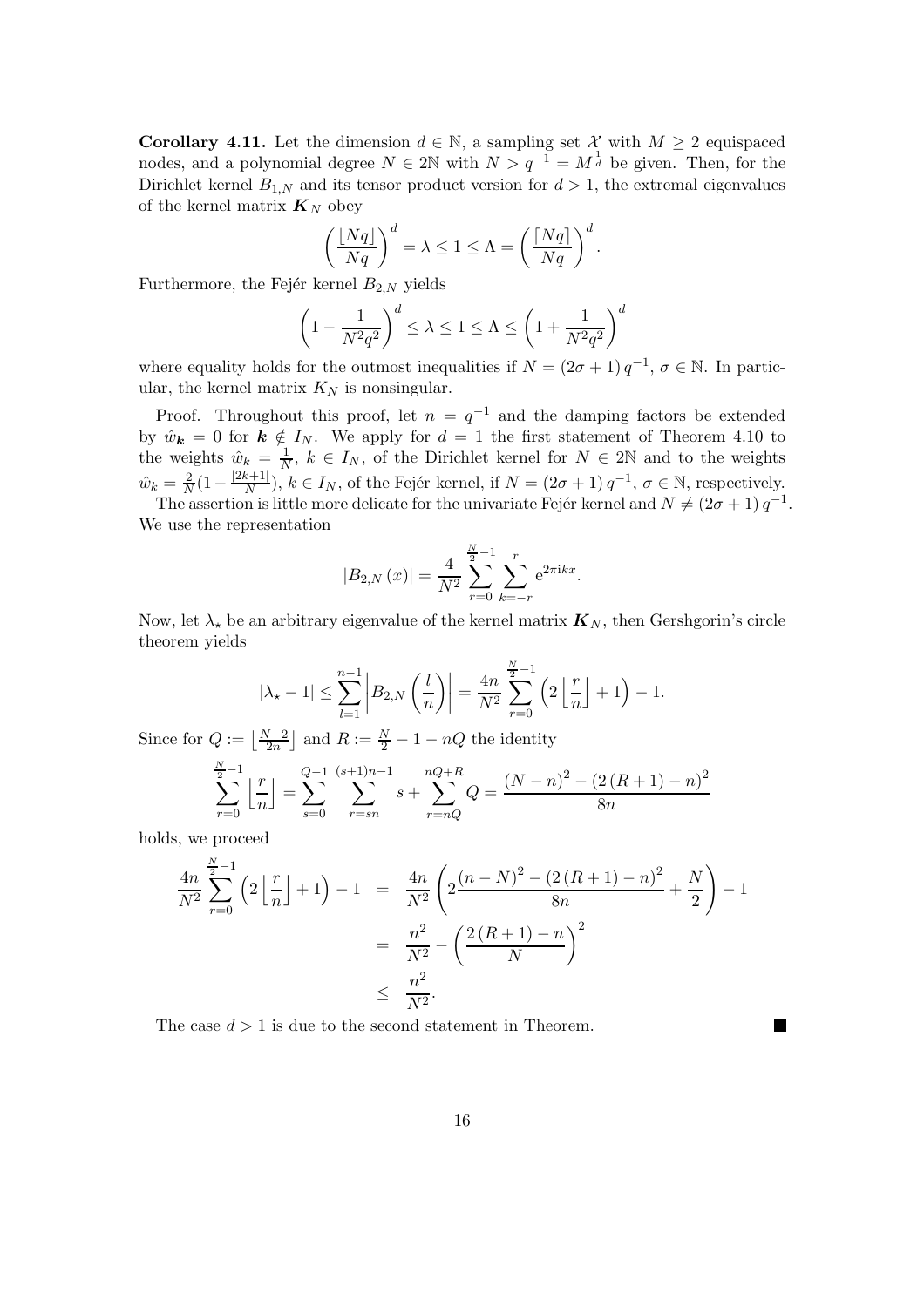**Corollary 4.11.** Let the dimension $d \in \mathbb{N}$, a sampling set $\mathcal{X}$ with $M \geq 2$ equispaced nodes, and a polynomial degree $N \in 2\mathbb{N}$ with $N > q^{-1} = M^{\frac{1}{d}}$ be given. Then, for the Dirichlet kernel $B_{1,N}$ and its tensor product version for $d > 1$, the extremal eigenvalues of the kernel matrix $\boldsymbol{K}_N$ obey

$$\left(\frac{\lfloor Nq \rfloor}{Nq}\right)^d = \lambda \leq 1 \leq \Lambda = \left(\frac{\lceil Nq \rceil}{Nq}\right)^d .$$

Furthermore, the Fejér kernel $B_{2,N}$ yields

$$\left(1 - \frac{1}{N^2 q^2}\right)^d \leq \lambda \leq 1 \leq \Lambda \leq \left(1 + \frac{1}{N^2 q^2}\right)^d$$

where equality holds for the outmost inequalities if $N = (2\sigma + 1)\, q^{-1}$, $\sigma \in \mathbb{N}$. In particular, the kernel matrix $K_N$ is nonsingular.

Proof. Throughout this proof, let $n = q^{-1}$ and the damping factors be extended by $\hat{w}_{\boldsymbol{k}} = 0$ for $\boldsymbol{k} \notin I_N$. We apply for $d = 1$ the first statement of Theorem 4.10 to the weights $\hat{w}_k = \frac{1}{N}$, $k \in I_N$, of the Dirichlet kernel for $N \in 2\mathbb{N}$ and to the weights $\hat{w}_k = \frac{2}{N}(1 - \frac{|2k+1|}{N})$, $k \in I_N$, of the Fejér kernel, if $N = (2\sigma + 1)\, q^{-1}$, $\sigma \in \mathbb{N}$, respectively.

The assertion is little more delicate for the univariate Fejér kernel and $N \neq (2\sigma + 1)\, q^{-1}$. We use the representation

$$|B_{2,N}(x)| = \frac{4}{N^2} \sum_{r=0}^{\frac{N}{2}-1} \sum_{k=-r}^{r} \mathrm{e}^{2\pi \mathrm{i} k x}.$$

Now, let $\lambda_\star$ be an arbitrary eigenvalue of the kernel matrix $\boldsymbol{K}_N$, then Gershgorin's circle theorem yields

$$|\lambda_\star - 1| \leq \sum_{l=1}^{n-1} \left| B_{2,N}\left(\frac{l}{n}\right) \right| = \frac{4n}{N^2} \sum_{r=0}^{\frac{N}{2}-1} \left(2 \left\lfloor \frac{r}{n} \right\rfloor + 1\right) - 1.$$

Since for $Q := \left\lfloor \frac{N-2}{2n} \right\rfloor$ and $R := \frac{N}{2} - 1 - nQ$ the identity

$$\sum_{r=0}^{\frac{N}{2}-1} \left\lfloor \frac{r}{n} \right\rfloor = \sum_{s=0}^{Q-1} \sum_{r=sn}^{(s+1)n-1} s + \sum_{r=nQ}^{nQ+R} Q = \frac{(N-n)^2 - (2(R+1) - n)^2}{8n}$$

holds, we proceed

$$\begin{aligned}
\frac{4n}{N^2} \sum_{r=0}^{\frac{N}{2}-1} \left(2 \left\lfloor \frac{r}{n} \right\rfloor + 1\right) - 1 &= \frac{4n}{N^2} \left(2 \frac{(n-N)^2 - (2(R+1) - n)^2}{8n} + \frac{N}{2}\right) - 1 \\
&= \frac{n^2}{N^2} - \left(\frac{2(R+1) - n}{N}\right)^2 \\
&\leq \frac{n^2}{N^2}.
\end{aligned}$$

The case $d > 1$ is due to the second statement in Theorem. ■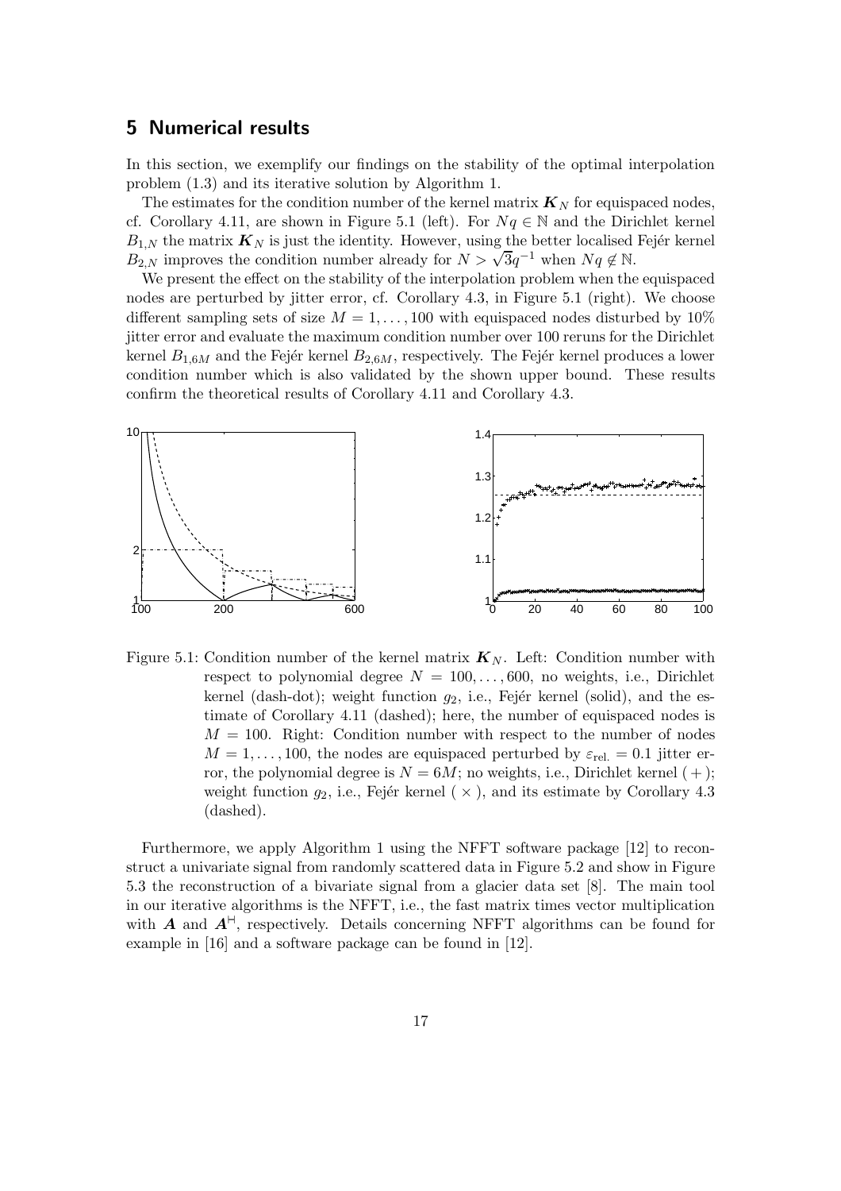## 5 Numerical results

In this section, we exemplify our findings on the stability of the optimal interpolation problem (1.3) and its iterative solution by Algorithm 1.

The estimates for the condition number of the kernel matrix $\boldsymbol{K}_N$ for equispaced nodes, cf. Corollary 4.11, are shown in Figure 5.1 (left). For $Nq \in \mathbb{N}$ and the Dirichlet kernel $B_{1,N}$ the matrix $\boldsymbol{K}_N$ is just the identity. However, using the better localised Fejér kernel $B_{2,N}$ improves the condition number already for $N > \sqrt{3}q^{-1}$ when $Nq \notin \mathbb{N}$.

We present the effect on the stability of the interpolation problem when the equispaced nodes are perturbed by jitter error, cf. Corollary 4.3, in Figure 5.1 (right). We choose different sampling sets of size $M = 1, \ldots, 100$ with equispaced nodes disturbed by 10% jitter error and evaluate the maximum condition number over 100 reruns for the Dirichlet kernel $B_{1,6M}$ and the Fejér kernel $B_{2,6M}$, respectively. The Fejér kernel produces a lower condition number which is also validated by the shown upper bound. These results confirm the theoretical results of Corollary 4.11 and Corollary 4.3.

Figure 5.1: Condition number of the kernel matrix $\boldsymbol{K}_N$. Left: Condition number with respect to polynomial degree $N = 100, \ldots, 600$, no weights, i.e., Dirichlet kernel (dash-dot); weight function $g_2$, i.e., Fejér kernel (solid), and the estimate of Corollary 4.11 (dashed); here, the number of equispaced nodes is $M = 100$. Right: Condition number with respect to the number of nodes $M = 1, \ldots, 100$, the nodes are equispaced perturbed by $\varepsilon_{\text{rel.}} = 0.1$ jitter error, the polynomial degree is $N = 6M$; no weights, i.e., Dirichlet kernel ( + ); weight function $g_2$, i.e., Fejér kernel ( × ), and its estimate by Corollary 4.3 (dashed).

Furthermore, we apply Algorithm 1 using the NFFT software package [12] to reconstruct a univariate signal from randomly scattered data in Figure 5.2 and show in Figure 5.3 the reconstruction of a bivariate signal from a glacier data set [8]. The main tool in our iterative algorithms is the NFFT, i.e., the fast matrix times vector multiplication with $\boldsymbol{A}$ and $\boldsymbol{A}^{\vdash\!\dashv}$, respectively. Details concerning NFFT algorithms can be found for example in [16] and a software package can be found in [12].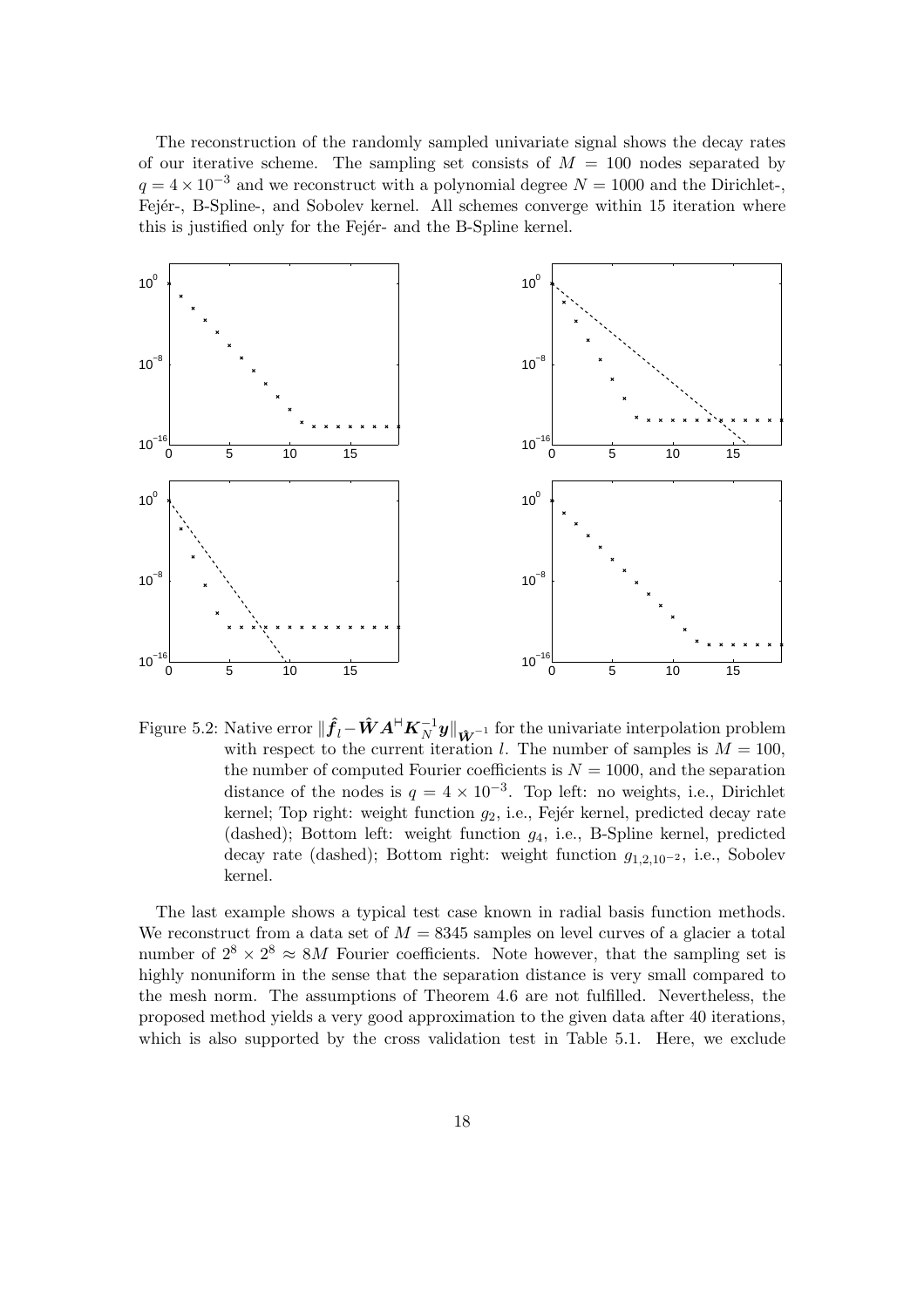The reconstruction of the randomly sampled univariate signal shows the decay rates of our iterative scheme. The sampling set consists of $M = 100$ nodes separated by $q = 4 \times 10^{-3}$ and we reconstruct with a polynomial degree $N = 1000$ and the Dirichlet-, Fejér-, B-Spline-, and Sobolev kernel. All schemes converge within 15 iteration where this is justified only for the Fejér- and the B-Spline kernel.

Figure 5.2: Native error $\|\hat{\boldsymbol{f}}_l - \hat{\boldsymbol{W}} \boldsymbol{A}^{\mathsf{H}} \boldsymbol{K}_N^{-1} \boldsymbol{y}\|_{\hat{\boldsymbol{W}}^{-1}}$ for the univariate interpolation problem with respect to the current iteration $l$. The number of samples is $M = 100$, the number of computed Fourier coefficients is $N = 1000$, and the separation distance of the nodes is $q = 4 \times 10^{-3}$. Top left: no weights, i.e., Dirichlet kernel; Top right: weight function $g_2$, i.e., Fejér kernel, predicted decay rate (dashed); Bottom left: weight function $g_4$, i.e., B-Spline kernel, predicted decay rate (dashed); Bottom right: weight function $g_{1,2,10^{-2}}$, i.e., Sobolev kernel.

The last example shows a typical test case known in radial basis function methods. We reconstruct from a data set of $M = 8345$ samples on level curves of a glacier a total number of $2^8 \times 2^8 \approx 8M$ Fourier coefficients. Note however, that the sampling set is highly nonuniform in the sense that the separation distance is very small compared to the mesh norm. The assumptions of Theorem 4.6 are not fulfilled. Nevertheless, the proposed method yields a very good approximation to the given data after 40 iterations, which is also supported by the cross validation test in Table 5.1. Here, we exclude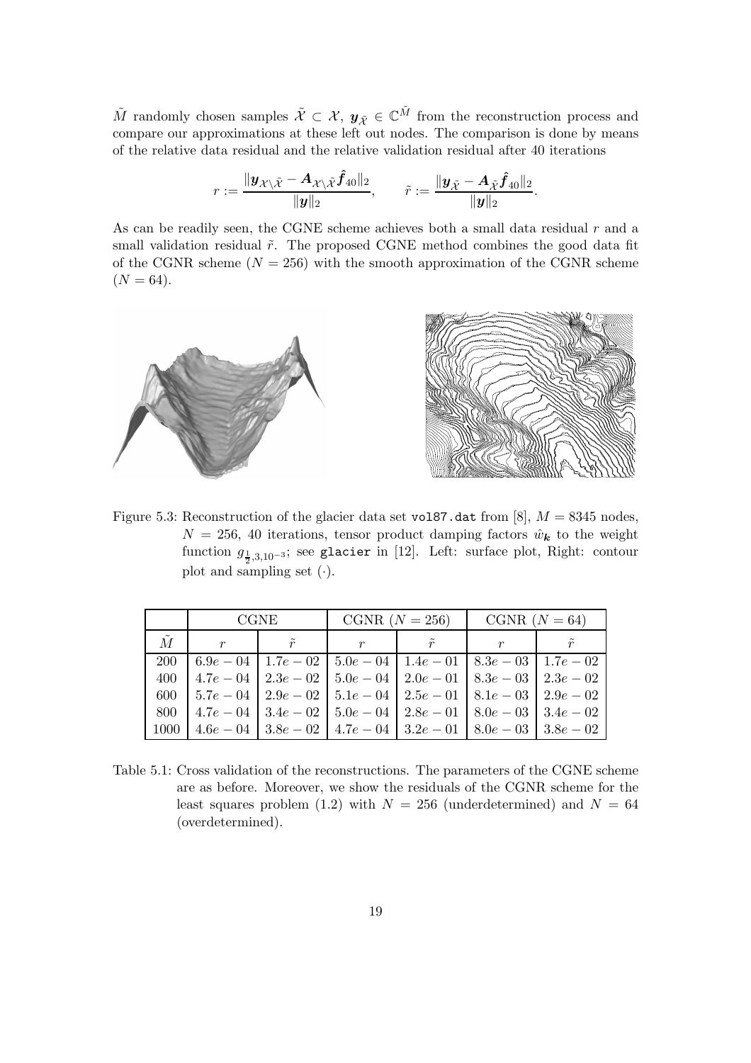$\tilde{M}$ randomly chosen samples $\tilde{\mathcal{X}} \subset \mathcal{X}$, $\boldsymbol{y}_{\tilde{\mathcal{X}}} \in \mathbb{C}^{\tilde{M}}$ from the reconstruction process and compare our approximations at these left out nodes. The comparison is done by means of the relative data residual and the relative validation residual after 40 iterations

$$r := \frac{\|\boldsymbol{y}_{\mathcal{X}\setminus\tilde{\mathcal{X}}} - \boldsymbol{A}_{\mathcal{X}\setminus\tilde{\mathcal{X}}}\hat{\boldsymbol{f}}_{40}\|_2}{\|\boldsymbol{y}\|_2}, \qquad \tilde{r} := \frac{\|\boldsymbol{y}_{\tilde{\mathcal{X}}} - \boldsymbol{A}_{\tilde{\mathcal{X}}}\hat{\boldsymbol{f}}_{40}\|_2}{\|\boldsymbol{y}\|_2}.$$

As can be readily seen, the CGNE scheme achieves both a small data residual $r$ and a small validation residual $\tilde{r}$. The proposed CGNE method combines the good data fit of the CGNR scheme ($N = 256$) with the smooth approximation of the CGNR scheme ($N = 64$).

Figure 5.3: Reconstruction of the glacier data set vol87.dat from [8], $M = 8345$ nodes, $N = 256$, 40 iterations, tensor product damping factors $\hat{w}_{\boldsymbol{k}}$ to the weight function $g_{\frac{1}{2},3,10^{-3}}$; see glacier in [12]. Left: surface plot, Right: contour plot and sampling set $(\cdot)$.

| | CGNE | | CGNR ($N = 256$) | | CGNR ($N = 64$) | |
|---|---|---|---|---|---|---|
| $\tilde{M}$ | $r$ | $\tilde{r}$ | $r$ | $\tilde{r}$ | $r$ | $\tilde{r}$ |
| 200 | $6.9e-04$ | $1.7e-02$ | $5.0e-04$ | $1.4e-01$ | $8.3e-03$ | $1.7e-02$ |
| 400 | $4.7e-04$ | $2.3e-02$ | $5.0e-04$ | $2.0e-01$ | $8.3e-03$ | $2.3e-02$ |
| 600 | $5.7e-04$ | $2.9e-02$ | $5.1e-04$ | $2.5e-01$ | $8.1e-03$ | $2.9e-02$ |
| 800 | $4.7e-04$ | $3.4e-02$ | $5.0e-04$ | $2.8e-01$ | $8.0e-03$ | $3.4e-02$ |
| 1000 | $4.6e-04$ | $3.8e-02$ | $4.7e-04$ | $3.2e-01$ | $8.0e-03$ | $3.8e-02$ |

Table 5.1: Cross validation of the reconstructions. The parameters of the CGNE scheme are as before. Moreover, we show the residuals of the CGNR scheme for the least squares problem (1.2) with $N = 256$ (underdetermined) and $N = 64$ (overdetermined).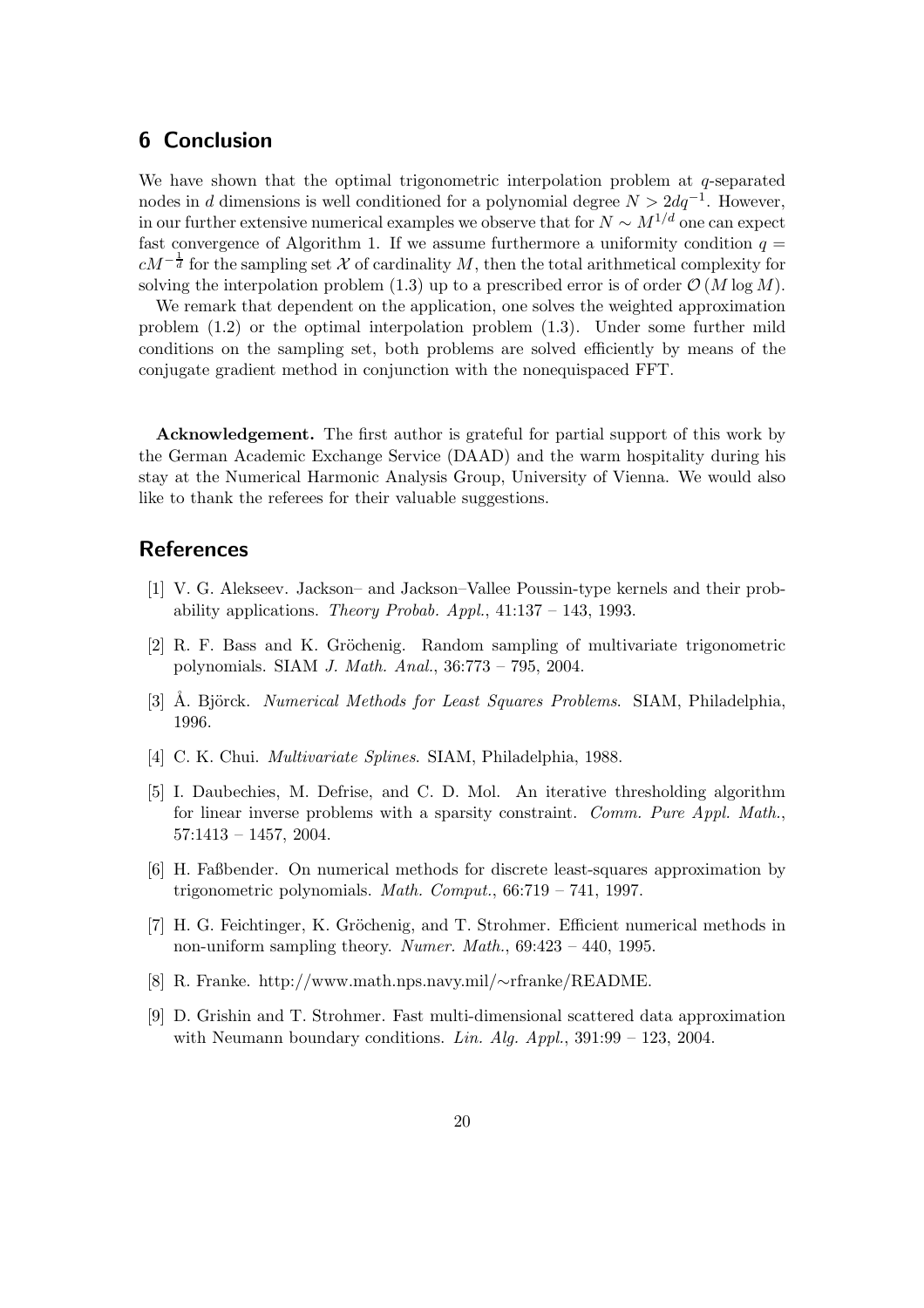## 6 Conclusion

We have shown that the optimal trigonometric interpolation problem at $q$-separated nodes in $d$ dimensions is well conditioned for a polynomial degree $N > 2dq^{-1}$. However, in our further extensive numerical examples we observe that for $N \sim M^{1/d}$ one can expect fast convergence of Algorithm 1. If we assume furthermore a uniformity condition $q = cM^{-\frac{1}{d}}$ for the sampling set $\mathcal{X}$ of cardinality $M$, then the total arithmetical complexity for solving the interpolation problem (1.3) up to a prescribed error is of order $\mathcal{O}(M \log M)$.

We remark that dependent on the application, one solves the weighted approximation problem (1.2) or the optimal interpolation problem (1.3). Under some further mild conditions on the sampling set, both problems are solved efficiently by means of the conjugate gradient method in conjunction with the nonequispaced FFT.

**Acknowledgement.** The first author is grateful for partial support of this work by the German Academic Exchange Service (DAAD) and the warm hospitality during his stay at the Numerical Harmonic Analysis Group, University of Vienna. We would also like to thank the referees for their valuable suggestions.

## References

[1] V. G. Alekseev. Jackson– and Jackson–Vallee Poussin-type kernels and their probability applications. *Theory Probab. Appl.*, 41:137 – 143, 1993.

[2] R. F. Bass and K. Gröchenig. Random sampling of multivariate trigonometric polynomials. SIAM *J. Math. Anal.*, 36:773 – 795, 2004.

[3] Å. Björck. *Numerical Methods for Least Squares Problems*. SIAM, Philadelphia, 1996.

[4] C. K. Chui. *Multivariate Splines*. SIAM, Philadelphia, 1988.

[5] I. Daubechies, M. Defrise, and C. D. Mol. An iterative thresholding algorithm for linear inverse problems with a sparsity constraint. *Comm. Pure Appl. Math.*, 57:1413 – 1457, 2004.

[6] H. Faßbender. On numerical methods for discrete least-squares approximation by trigonometric polynomials. *Math. Comput.*, 66:719 – 741, 1997.

[7] H. G. Feichtinger, K. Gröchenig, and T. Strohmer. Efficient numerical methods in non-uniform sampling theory. *Numer. Math.*, 69:423 – 440, 1995.

[8] R. Franke. http://www.math.nps.navy.mil/∼rfranke/README.

[9] D. Grishin and T. Strohmer. Fast multi-dimensional scattered data approximation with Neumann boundary conditions. *Lin. Alg. Appl.*, 391:99 – 123, 2004.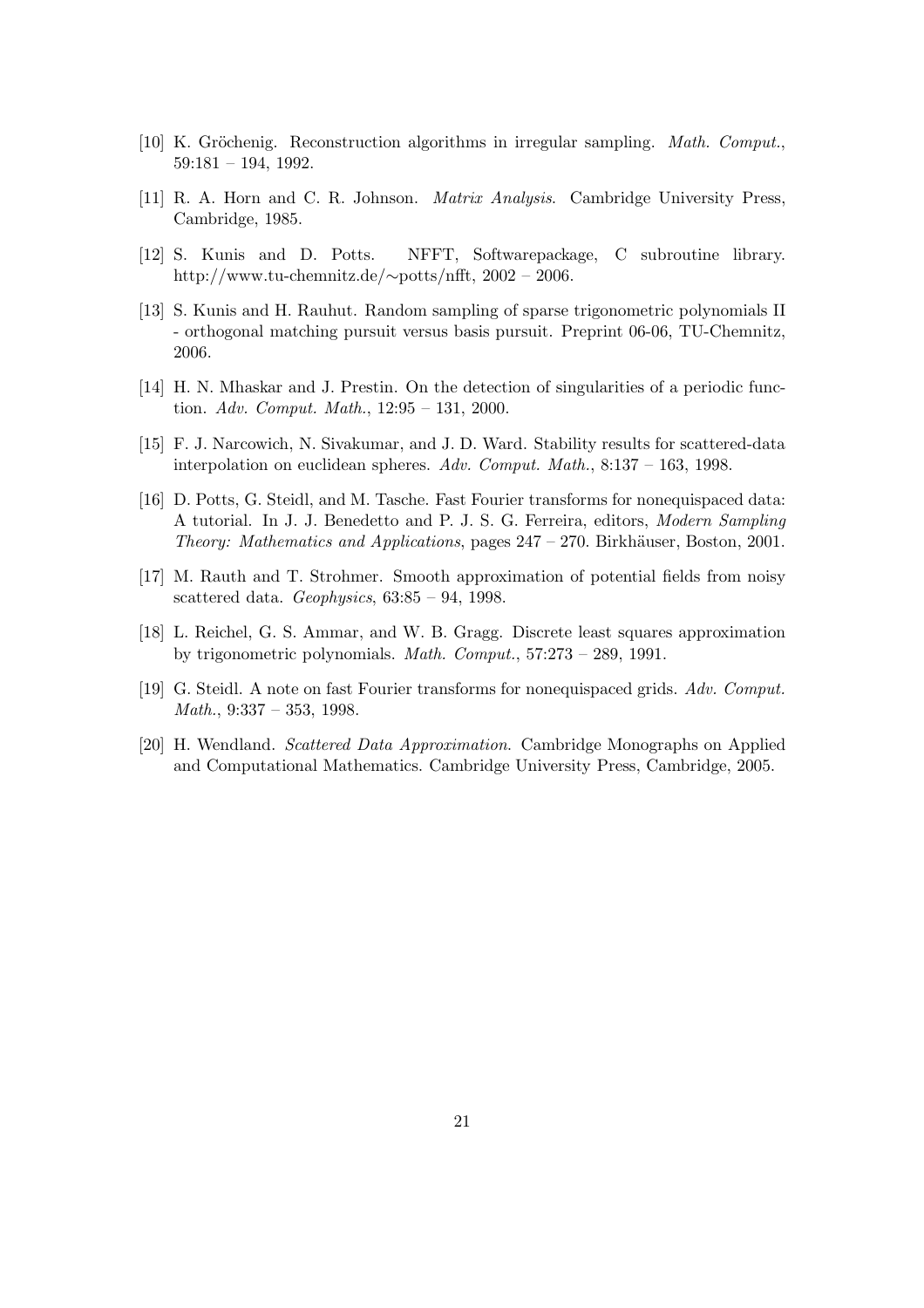[10] K. Gröchenig. Reconstruction algorithms in irregular sampling. *Math. Comput.*, 59:181 – 194, 1992.

[11] R. A. Horn and C. R. Johnson. *Matrix Analysis*. Cambridge University Press, Cambridge, 1985.

[12] S. Kunis and D. Potts. NFFT, Softwarepackage, C subroutine library. http://www.tu-chemnitz.de/∼potts/nfft, 2002 – 2006.

[13] S. Kunis and H. Rauhut. Random sampling of sparse trigonometric polynomials II - orthogonal matching pursuit versus basis pursuit. Preprint 06-06, TU-Chemnitz, 2006.

[14] H. N. Mhaskar and J. Prestin. On the detection of singularities of a periodic function. *Adv. Comput. Math.*, 12:95 – 131, 2000.

[15] F. J. Narcowich, N. Sivakumar, and J. D. Ward. Stability results for scattered-data interpolation on euclidean spheres. *Adv. Comput. Math.*, 8:137 – 163, 1998.

[16] D. Potts, G. Steidl, and M. Tasche. Fast Fourier transforms for nonequispaced data: A tutorial. In J. J. Benedetto and P. J. S. G. Ferreira, editors, *Modern Sampling Theory: Mathematics and Applications*, pages 247 – 270. Birkhäuser, Boston, 2001.

[17] M. Rauth and T. Strohmer. Smooth approximation of potential fields from noisy scattered data. *Geophysics*, 63:85 – 94, 1998.

[18] L. Reichel, G. S. Ammar, and W. B. Gragg. Discrete least squares approximation by trigonometric polynomials. *Math. Comput.*, 57:273 – 289, 1991.

[19] G. Steidl. A note on fast Fourier transforms for nonequispaced grids. *Adv. Comput. Math.*, 9:337 – 353, 1998.

[20] H. Wendland. *Scattered Data Approximation*. Cambridge Monographs on Applied and Computational Mathematics. Cambridge University Press, Cambridge, 2005.